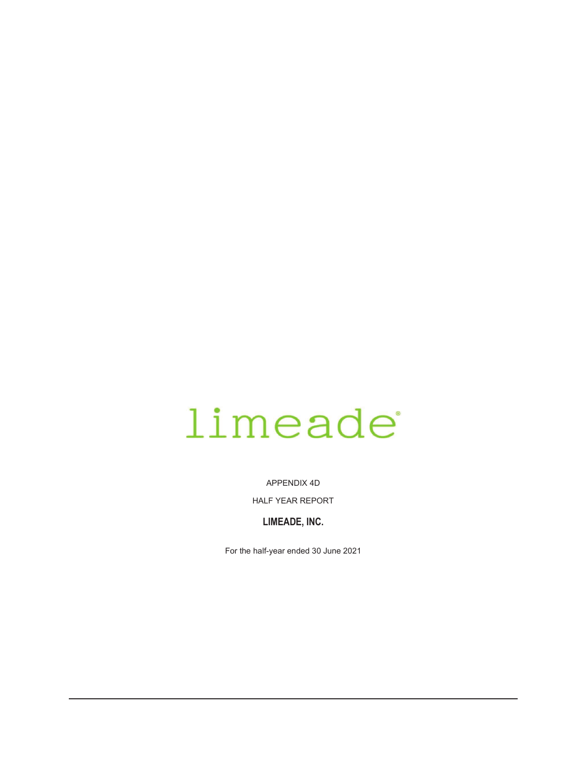limeade®

APPENDIX 4D

HALF YEAR REPORT

**LIMEADE, INC.**

For the half-year ended 30 June 2021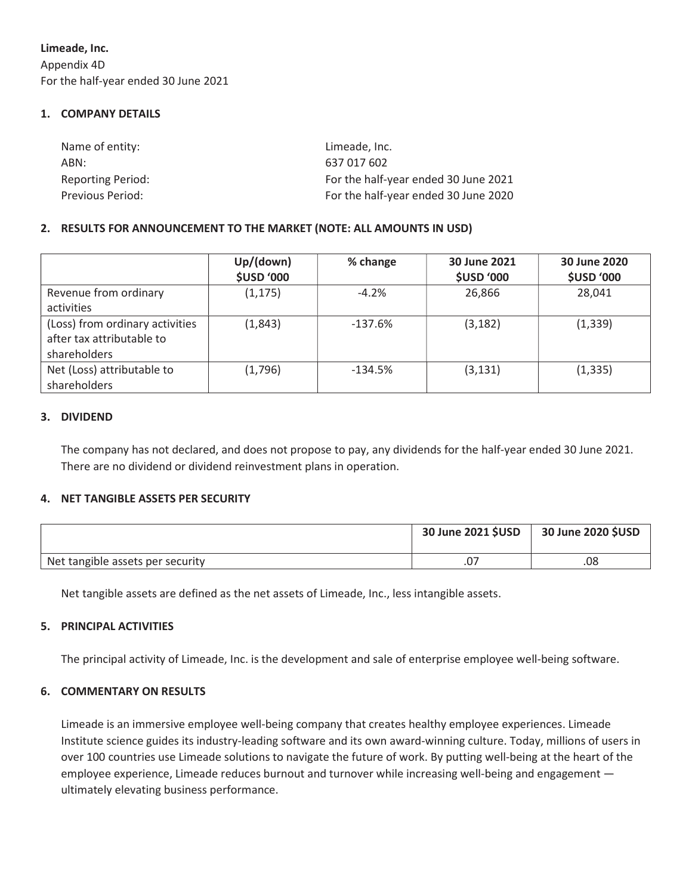**Limeade, Inc.**
Appendix 4D
For the half-year ended 30 June 2021

## 1. COMPANY DETAILS

| | |
|---|---|
| Name of entity: | Limeade, Inc. |
| ABN: | 637 017 602 |
| Reporting Period: | For the half-year ended 30 June 2021 |
| Previous Period: | For the half-year ended 30 June 2020 |

## 2. RESULTS FOR ANNOUNCEMENT TO THE MARKET (NOTE: ALL AMOUNTS IN USD)

| | Up/(down) $USD '000 | % change | 30 June 2021 $USD '000 | 30 June 2020 $USD '000 |
|---|---|---|---|---|
| Revenue from ordinary activities | (1,175) | -4.2% | 26,866 | 28,041 |
| (Loss) from ordinary activities after tax attributable to shareholders | (1,843) | -137.6% | (3,182) | (1,339) |
| Net (Loss) attributable to shareholders | (1,796) | -134.5% | (3,131) | (1,335) |

## 3. DIVIDEND

The company has not declared, and does not propose to pay, any dividends for the half-year ended 30 June 2021. There are no dividend or dividend reinvestment plans in operation.

## 4. NET TANGIBLE ASSETS PER SECURITY

| | 30 June 2021 $USD | 30 June 2020 $USD |
|---|---|---|
| Net tangible assets per security | .07 | .08 |

Net tangible assets are defined as the net assets of Limeade, Inc., less intangible assets.

## 5. PRINCIPAL ACTIVITIES

The principal activity of Limeade, Inc. is the development and sale of enterprise employee well-being software.

## 6. COMMENTARY ON RESULTS

Limeade is an immersive employee well-being company that creates healthy employee experiences. Limeade Institute science guides its industry-leading software and its own award-winning culture. Today, millions of users in over 100 countries use Limeade solutions to navigate the future of work. By putting well-being at the heart of the employee experience, Limeade reduces burnout and turnover while increasing well-being and engagement — ultimately elevating business performance.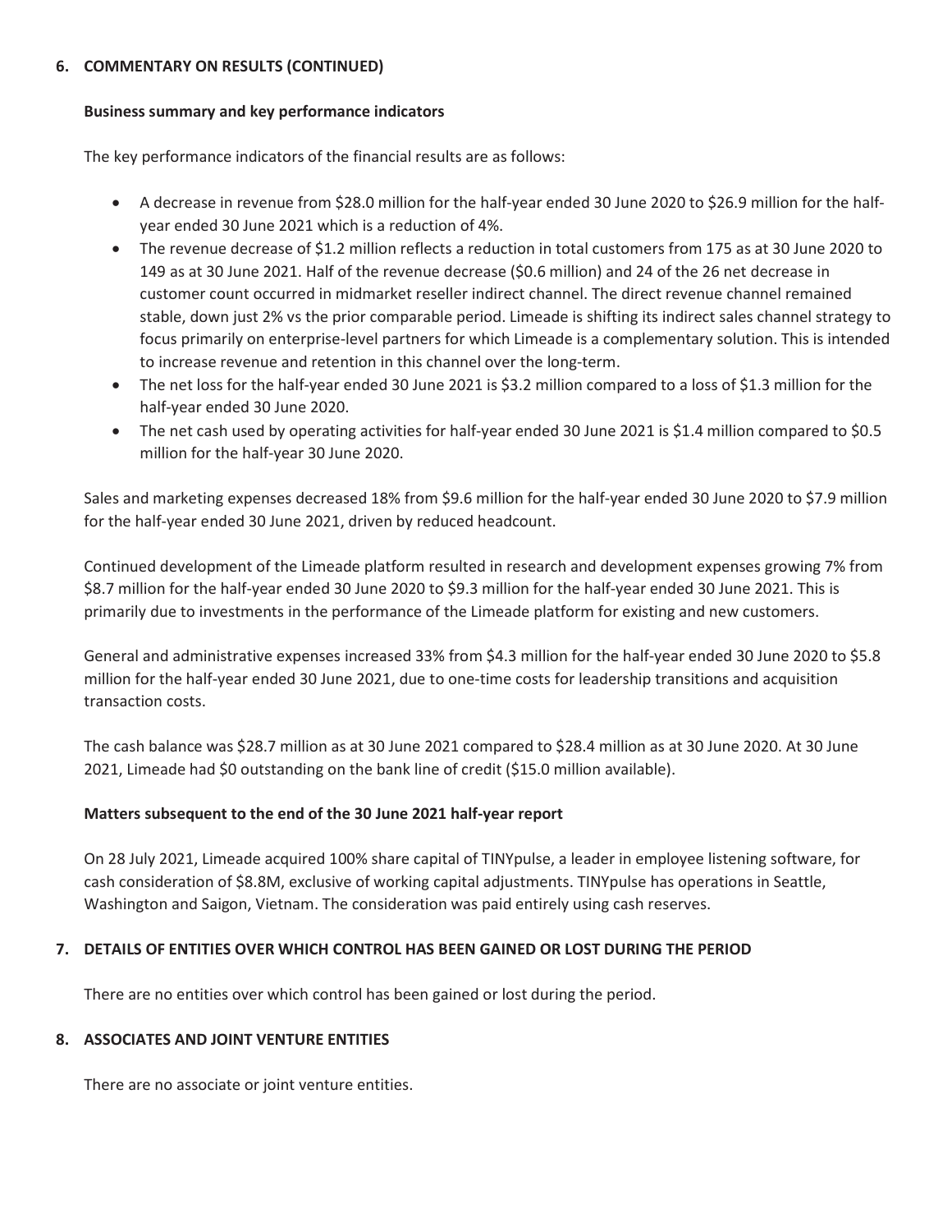## 6. COMMENTARY ON RESULTS (CONTINUED)

### Business summary and key performance indicators

The key performance indicators of the financial results are as follows:

- A decrease in revenue from $28.0 million for the half-year ended 30 June 2020 to $26.9 million for the half-year ended 30 June 2021 which is a reduction of 4%.
- The revenue decrease of $1.2 million reflects a reduction in total customers from 175 as at 30 June 2020 to 149 as at 30 June 2021. Half of the revenue decrease ($0.6 million) and 24 of the 26 net decrease in customer count occurred in midmarket reseller indirect channel. The direct revenue channel remained stable, down just 2% vs the prior comparable period. Limeade is shifting its indirect sales channel strategy to focus primarily on enterprise-level partners for which Limeade is a complementary solution. This is intended to increase revenue and retention in this channel over the long-term.
- The net loss for the half-year ended 30 June 2021 is $3.2 million compared to a loss of $1.3 million for the half-year ended 30 June 2020.
- The net cash used by operating activities for half-year ended 30 June 2021 is $1.4 million compared to $0.5 million for the half-year 30 June 2020.

Sales and marketing expenses decreased 18% from $9.6 million for the half-year ended 30 June 2020 to $7.9 million for the half-year ended 30 June 2021, driven by reduced headcount.

Continued development of the Limeade platform resulted in research and development expenses growing 7% from $8.7 million for the half-year ended 30 June 2020 to $9.3 million for the half-year ended 30 June 2021. This is primarily due to investments in the performance of the Limeade platform for existing and new customers.

General and administrative expenses increased 33% from $4.3 million for the half-year ended 30 June 2020 to $5.8 million for the half-year ended 30 June 2021, due to one-time costs for leadership transitions and acquisition transaction costs.

The cash balance was $28.7 million as at 30 June 2021 compared to $28.4 million as at 30 June 2020. At 30 June 2021, Limeade had $0 outstanding on the bank line of credit ($15.0 million available).

### Matters subsequent to the end of the 30 June 2021 half-year report

On 28 July 2021, Limeade acquired 100% share capital of TINYpulse, a leader in employee listening software, for cash consideration of $8.8M, exclusive of working capital adjustments. TINYpulse has operations in Seattle, Washington and Saigon, Vietnam. The consideration was paid entirely using cash reserves.

## 7. DETAILS OF ENTITIES OVER WHICH CONTROL HAS BEEN GAINED OR LOST DURING THE PERIOD

There are no entities over which control has been gained or lost during the period.

## 8. ASSOCIATES AND JOINT VENTURE ENTITIES

There are no associate or joint venture entities.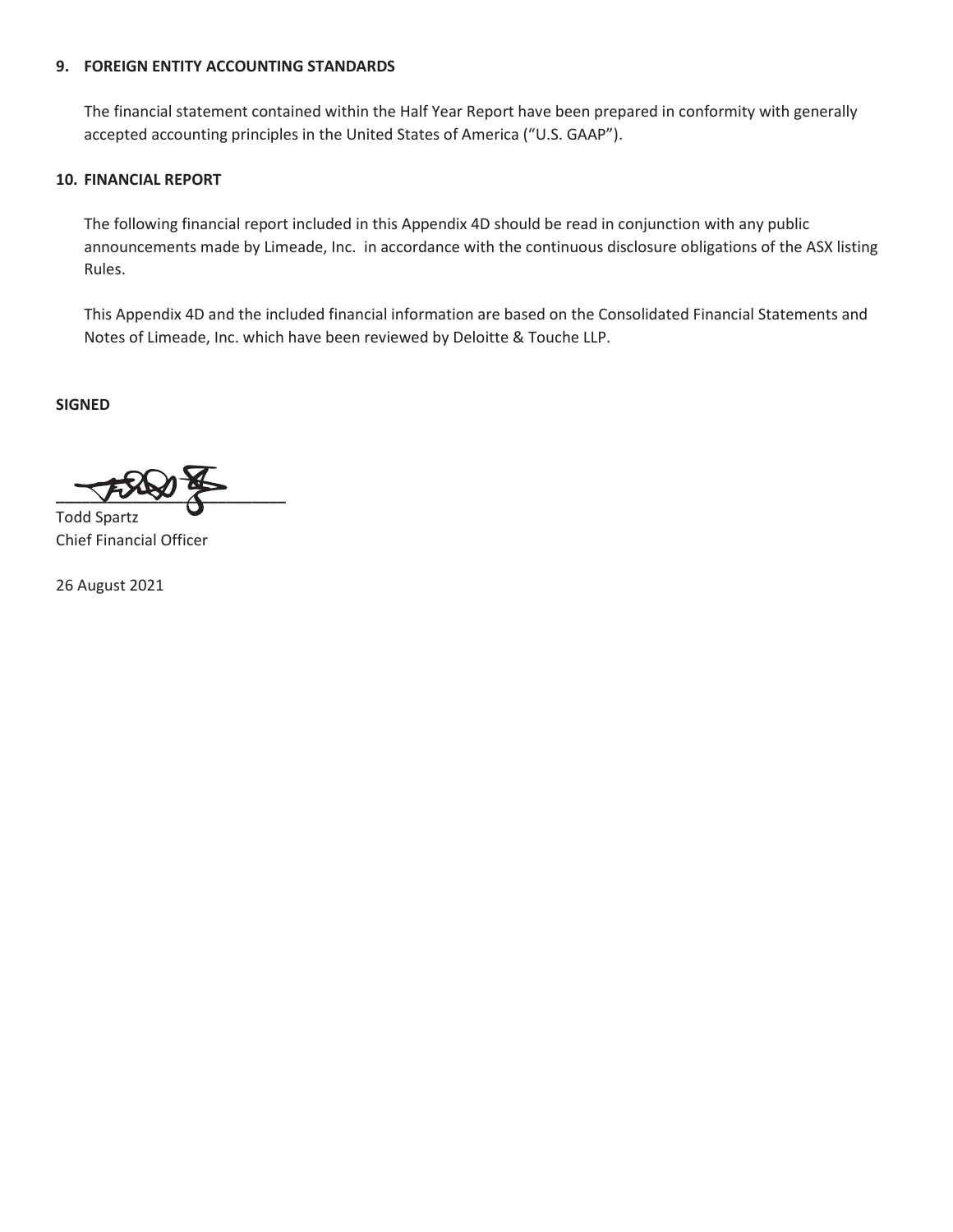## 9. FOREIGN ENTITY ACCOUNTING STANDARDS

The financial statement contained within the Half Year Report have been prepared in conformity with generally accepted accounting principles in the United States of America ("U.S. GAAP").

## 10. FINANCIAL REPORT

The following financial report included in this Appendix 4D should be read in conjunction with any public announcements made by Limeade, Inc. in accordance with the continuous disclosure obligations of the ASX listing Rules.

This Appendix 4D and the included financial information are based on the Consolidated Financial Statements and Notes of Limeade, Inc. which have been reviewed by Deloitte & Touche LLP.

**SIGNED**

_________________________

Todd Spartz
Chief Financial Officer

26 August 2021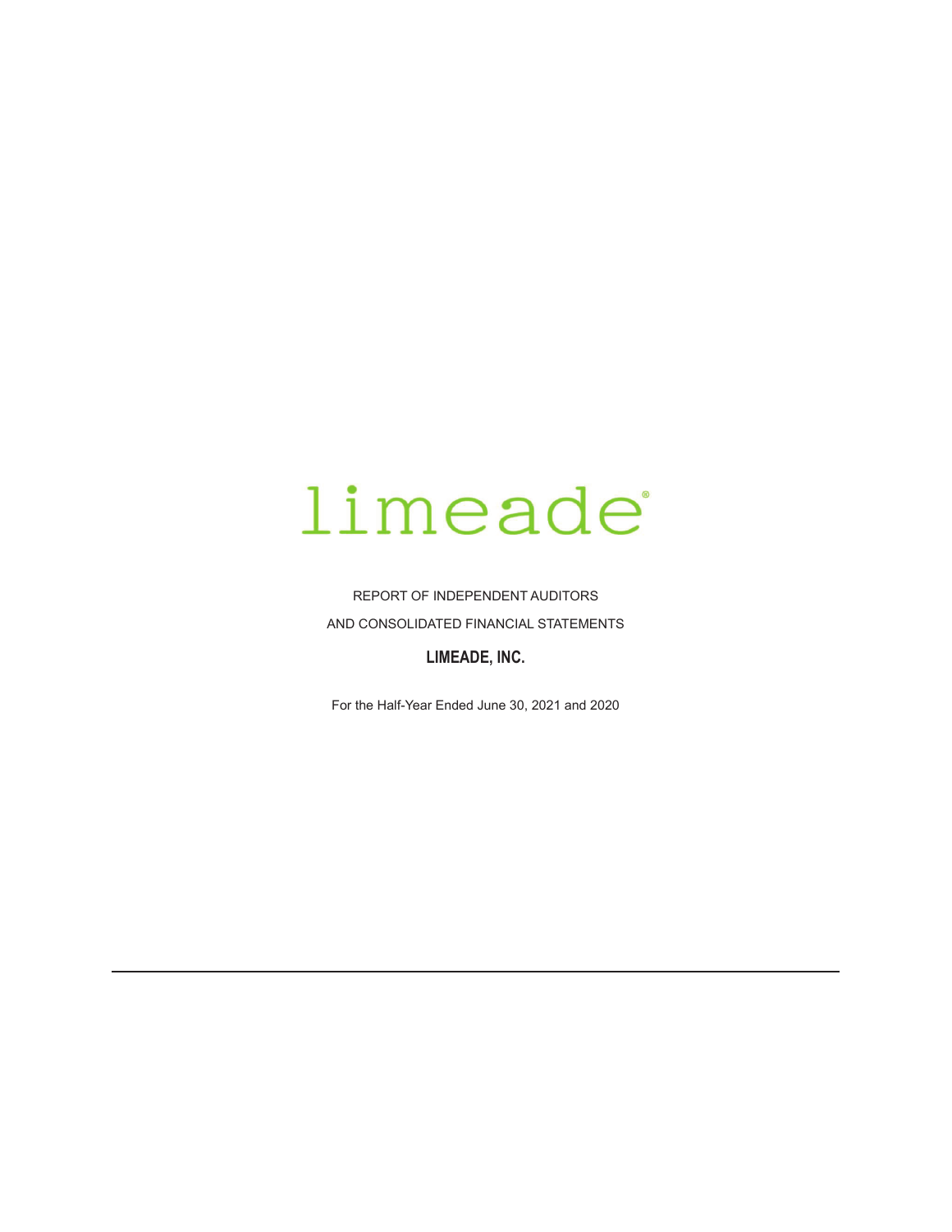limeade®

REPORT OF INDEPENDENT AUDITORS

AND CONSOLIDATED FINANCIAL STATEMENTS

**LIMEADE, INC.**

For the Half-Year Ended June 30, 2021 and 2020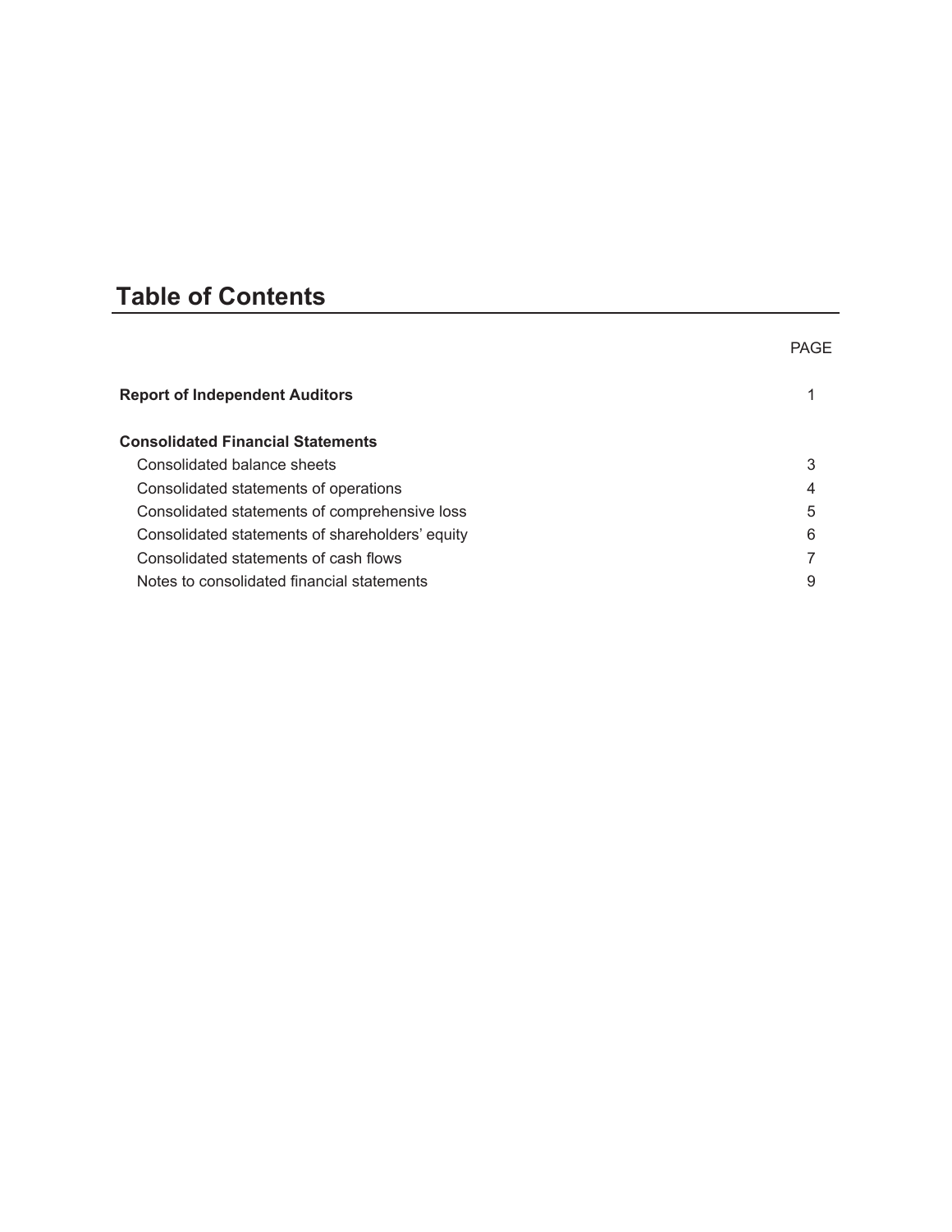# Table of Contents

| | PAGE |
|---|---|
| **Report of Independent Auditors** | 1 |
| **Consolidated Financial Statements** | |
| Consolidated balance sheets | 3 |
| Consolidated statements of operations | 4 |
| Consolidated statements of comprehensive loss | 5 |
| Consolidated statements of shareholders' equity | 6 |
| Consolidated statements of cash flows | 7 |
| Notes to consolidated financial statements | 9 |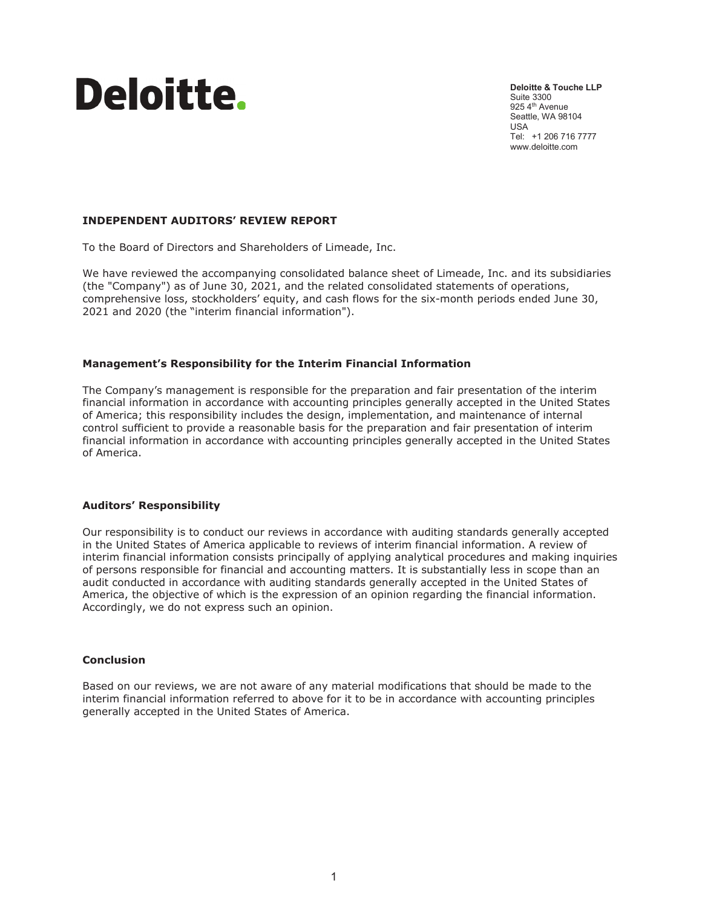Deloitte.

**Deloitte & Touche LLP**
Suite 3300
925 4th Avenue
Seattle, WA 98104
USA
Tel: +1 206 716 7777
www.deloitte.com

## INDEPENDENT AUDITORS' REVIEW REPORT

To the Board of Directors and Shareholders of Limeade, Inc.

We have reviewed the accompanying consolidated balance sheet of Limeade, Inc. and its subsidiaries (the "Company") as of June 30, 2021, and the related consolidated statements of operations, comprehensive loss, stockholders' equity, and cash flows for the six-month periods ended June 30, 2021 and 2020 (the "interim financial information").

### Management's Responsibility for the Interim Financial Information

The Company's management is responsible for the preparation and fair presentation of the interim financial information in accordance with accounting principles generally accepted in the United States of America; this responsibility includes the design, implementation, and maintenance of internal control sufficient to provide a reasonable basis for the preparation and fair presentation of interim financial information in accordance with accounting principles generally accepted in the United States of America.

### Auditors' Responsibility

Our responsibility is to conduct our reviews in accordance with auditing standards generally accepted in the United States of America applicable to reviews of interim financial information. A review of interim financial information consists principally of applying analytical procedures and making inquiries of persons responsible for financial and accounting matters. It is substantially less in scope than an audit conducted in accordance with auditing standards generally accepted in the United States of America, the objective of which is the expression of an opinion regarding the financial information. Accordingly, we do not express such an opinion.

### Conclusion

Based on our reviews, we are not aware of any material modifications that should be made to the interim financial information referred to above for it to be in accordance with accounting principles generally accepted in the United States of America.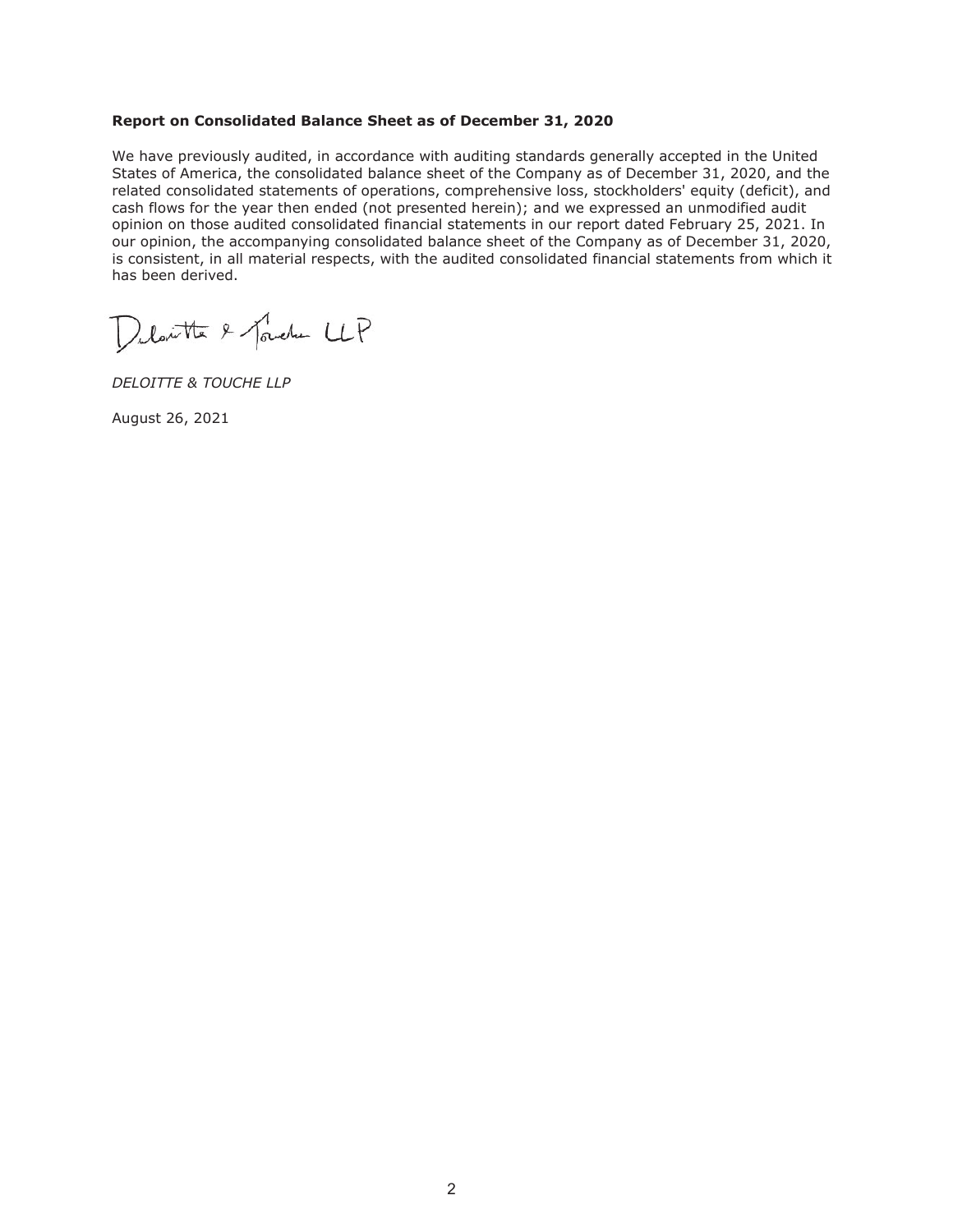**Report on Consolidated Balance Sheet as of December 31, 2020**

We have previously audited, in accordance with auditing standards generally accepted in the United States of America, the consolidated balance sheet of the Company as of December 31, 2020, and the related consolidated statements of operations, comprehensive loss, stockholders' equity (deficit), and cash flows for the year then ended (not presented herein); and we expressed an unmodified audit opinion on those audited consolidated financial statements in our report dated February 25, 2021. In our opinion, the accompanying consolidated balance sheet of the Company as of December 31, 2020, is consistent, in all material respects, with the audited consolidated financial statements from which it has been derived.

Deloitte & Touche LLP

*DELOITTE & TOUCHE LLP*

August 26, 2021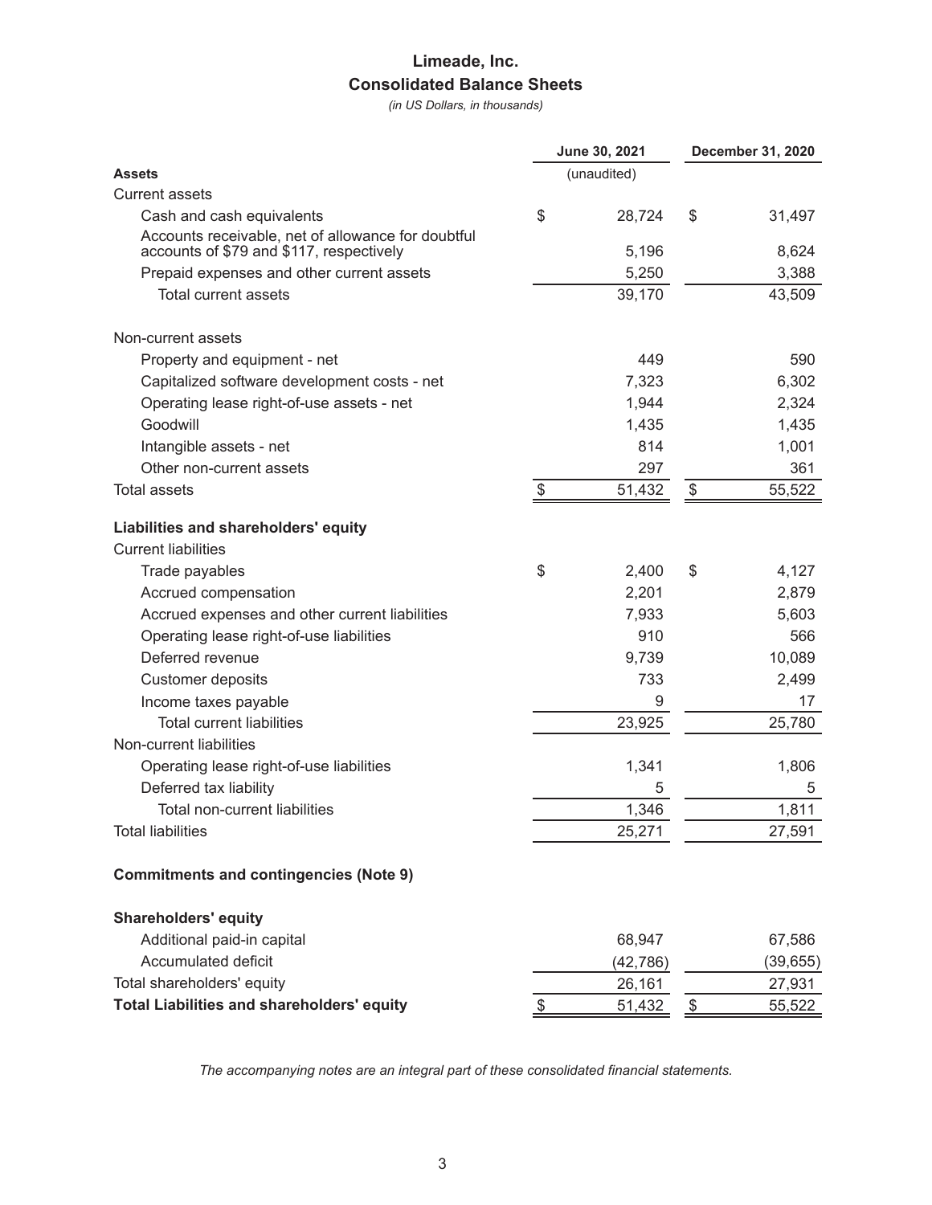# Limeade, Inc.

## Consolidated Balance Sheets

*(in US Dollars, in thousands)*

| | June 30, 2021 | December 31, 2020 |
|---|---|---|
| **Assets** | (unaudited) | |
| Current assets | | |
| Cash and cash equivalents | $ 28,724 | $ 31,497 |
| Accounts receivable, net of allowance for doubtful accounts of $79 and $117, respectively | 5,196 | 8,624 |
| Prepaid expenses and other current assets | 5,250 | 3,388 |
| Total current assets | 39,170 | 43,509 |
| | | |
| Non-current assets | | |
| Property and equipment - net | 449 | 590 |
| Capitalized software development costs - net | 7,323 | 6,302 |
| Operating lease right-of-use assets - net | 1,944 | 2,324 |
| Goodwill | 1,435 | 1,435 |
| Intangible assets - net | 814 | 1,001 |
| Other non-current assets | 297 | 361 |
| Total assets | $ 51,432 | $ 55,522 |
| | | |
| **Liabilities and shareholders' equity** | | |
| Current liabilities | | |
| Trade payables | $ 2,400 | $ 4,127 |
| Accrued compensation | 2,201 | 2,879 |
| Accrued expenses and other current liabilities | 7,933 | 5,603 |
| Operating lease right-of-use liabilities | 910 | 566 |
| Deferred revenue | 9,739 | 10,089 |
| Customer deposits | 733 | 2,499 |
| Income taxes payable | 9 | 17 |
| Total current liabilities | 23,925 | 25,780 |
| Non-current liabilities | | |
| Operating lease right-of-use liabilities | 1,341 | 1,806 |
| Deferred tax liability | 5 | 5 |
| Total non-current liabilities | 1,346 | 1,811 |
| Total liabilities | 25,271 | 27,591 |
| | | |
| **Commitments and contingencies (Note 9)** | | |
| | | |
| **Shareholders' equity** | | |
| Additional paid-in capital | 68,947 | 67,586 |
| Accumulated deficit | (42,786) | (39,655) |
| Total shareholders' equity | 26,161 | 27,931 |
| **Total Liabilities and shareholders' equity** | $ 51,432 | $ 55,522 |

*The accompanying notes are an integral part of these consolidated financial statements.*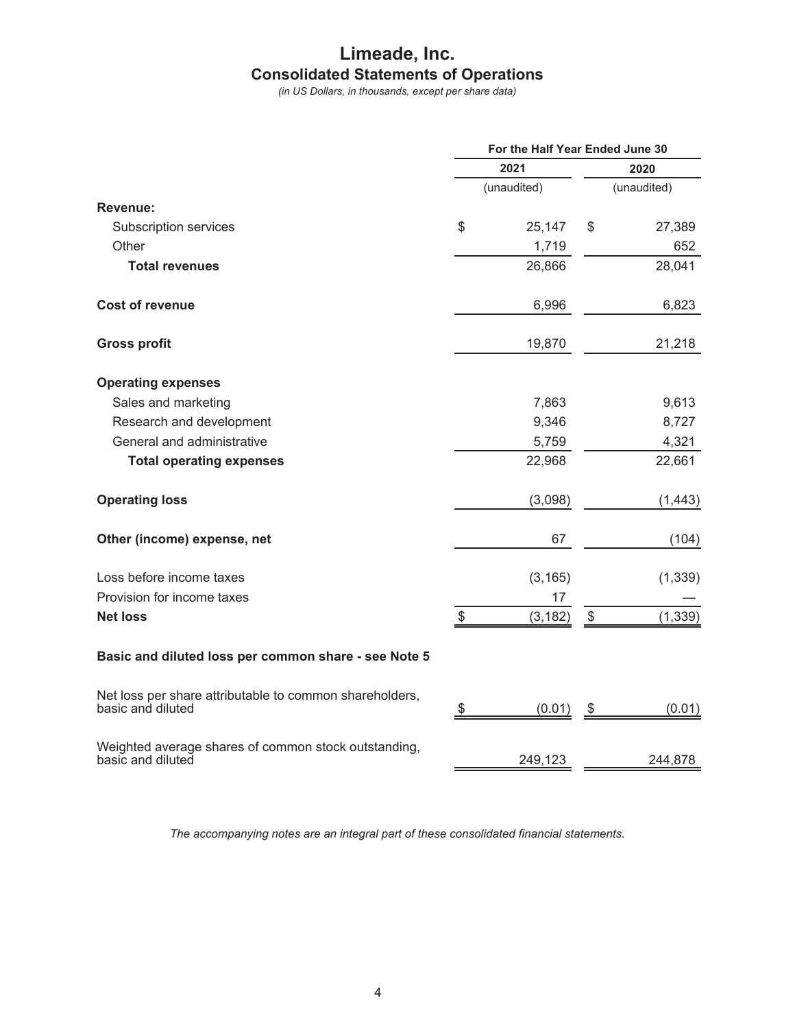# Limeade, Inc.
## Consolidated Statements of Operations
*(in US Dollars, in thousands, except per share data)*

| | For the Half Year Ended June 30 | |
|---|---|---|
| | 2021 | 2020 |
| | (unaudited) | (unaudited) |
| **Revenue:** | | |
| Subscription services | $ 25,147 | $ 27,389 |
| Other | 1,719 | 652 |
| **Total revenues** | 26,866 | 28,041 |
| **Cost of revenue** | 6,996 | 6,823 |
| **Gross profit** | 19,870 | 21,218 |
| **Operating expenses** | | |
| Sales and marketing | 7,863 | 9,613 |
| Research and development | 9,346 | 8,727 |
| General and administrative | 5,759 | 4,321 |
| **Total operating expenses** | 22,968 | 22,661 |
| **Operating loss** | (3,098) | (1,443) |
| **Other (income) expense, net** | 67 | (104) |
| Loss before income taxes | (3,165) | (1,339) |
| Provision for income taxes | 17 | — |
| **Net loss** | $ (3,182) | $ (1,339) |
| **Basic and diluted loss per common share - see Note 5** | | |
| Net loss per share attributable to common shareholders, basic and diluted | $ (0.01) | $ (0.01) |
| Weighted average shares of common stock outstanding, basic and diluted | 249,123 | 244,878 |

*The accompanying notes are an integral part of these consolidated financial statements.*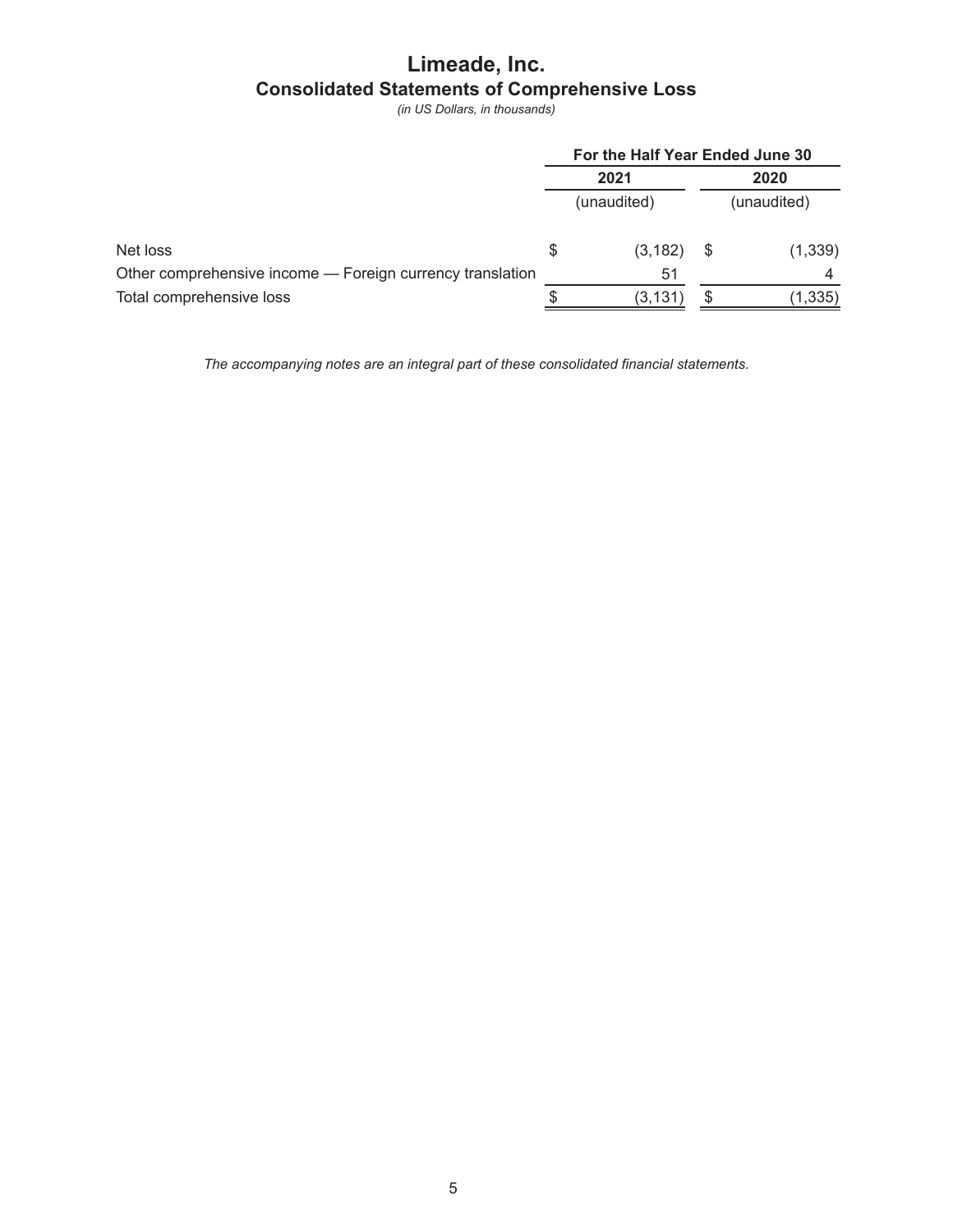# Limeade, Inc.

## Consolidated Statements of Comprehensive Loss

*(in US Dollars, in thousands)*

| | For the Half Year Ended June 30 | |
|---|---|---|
| | 2021 | 2020 |
| | (unaudited) | (unaudited) |
| Net loss | $ (3,182) | $ (1,339) |
| Other comprehensive income — Foreign currency translation | 51 | 4 |
| Total comprehensive loss | $ (3,131) | $ (1,335) |

*The accompanying notes are an integral part of these consolidated financial statements.*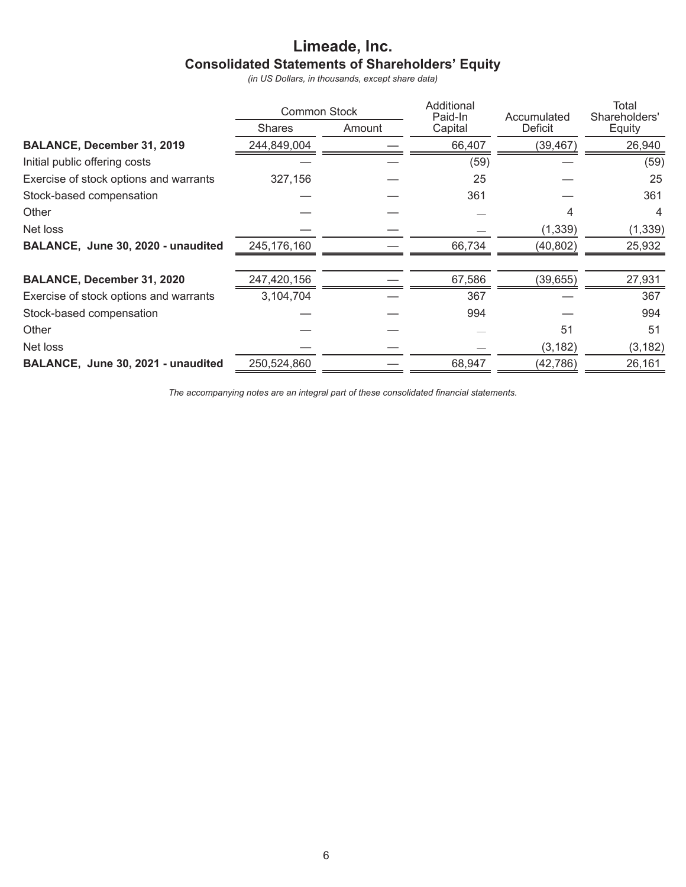# Limeade, Inc.

## Consolidated Statements of Shareholders' Equity

*(in US Dollars, in thousands, except share data)*

| | Common Stock | | Additional Paid-In Capital | Accumulated Deficit | Total Shareholders' Equity |
|---|---|---|---|---|---|
| | Shares | Amount | | | |
| **BALANCE, December 31, 2019** | 244,849,004 | — | 66,407 | (39,467) | 26,940 |
| Initial public offering costs | — | — | (59) | — | (59) |
| Exercise of stock options and warrants | 327,156 | — | 25 | — | 25 |
| Stock-based compensation | — | — | 361 | — | 361 |
| Other | — | — | — | 4 | 4 |
| Net loss | — | — | — | (1,339) | (1,339) |
| **BALANCE, June 30, 2020 - unaudited** | 245,176,160 | — | 66,734 | (40,802) | 25,932 |
| | | | | | |
| **BALANCE, December 31, 2020** | 247,420,156 | — | 67,586 | (39,655) | 27,931 |
| Exercise of stock options and warrants | 3,104,704 | — | 367 | — | 367 |
| Stock-based compensation | — | — | 994 | — | 994 |
| Other | — | — | — | 51 | 51 |
| Net loss | — | — | — | (3,182) | (3,182) |
| **BALANCE, June 30, 2021 - unaudited** | 250,524,860 | — | 68,947 | (42,786) | 26,161 |

*The accompanying notes are an integral part of these consolidated financial statements.*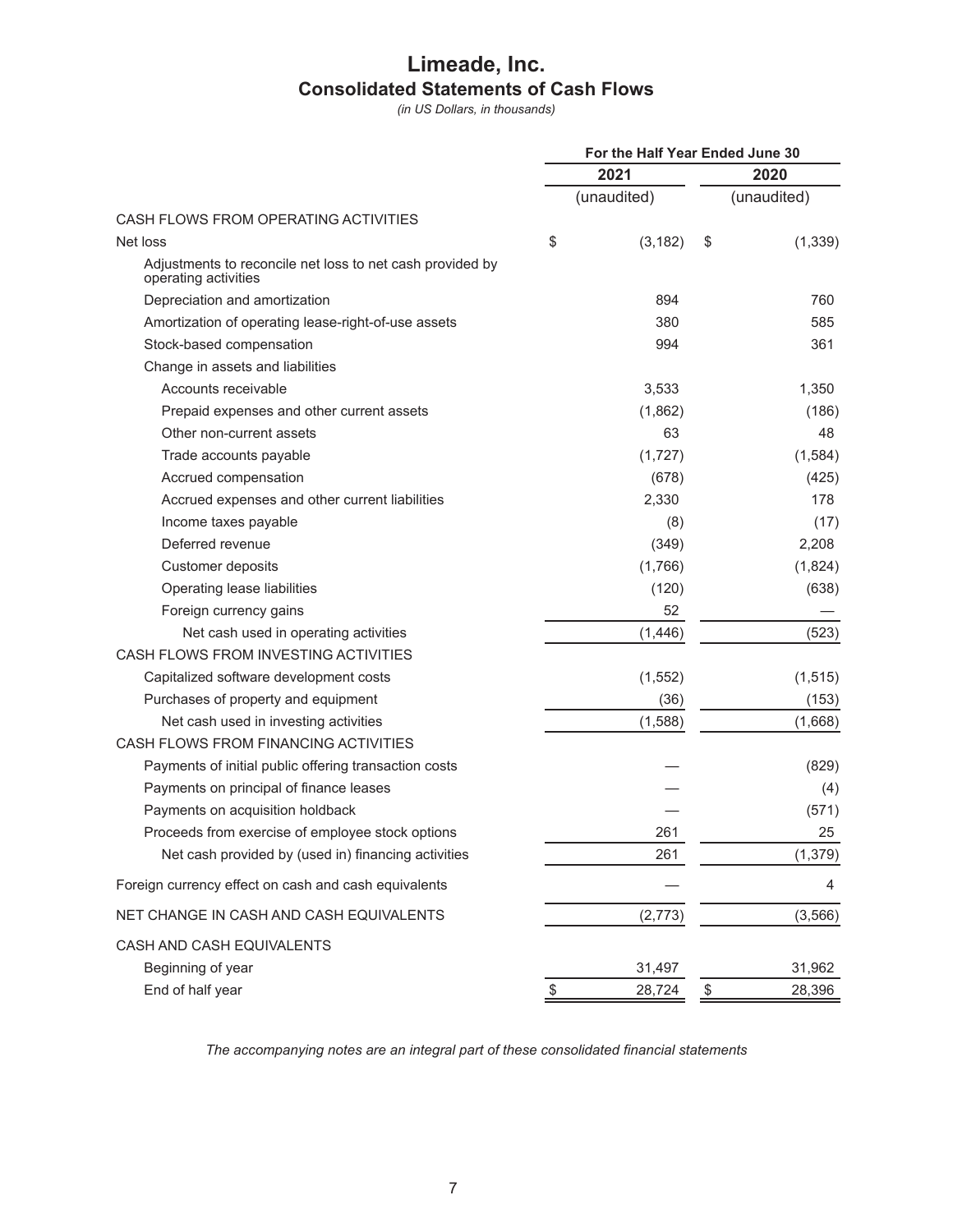# Limeade, Inc.
## Consolidated Statements of Cash Flows

*(in US Dollars, in thousands)*

| | For the Half Year Ended June 30 | |
|---|---|---|
| | 2021 | 2020 |
| | (unaudited) | (unaudited) |
| CASH FLOWS FROM OPERATING ACTIVITIES | | |
| Net loss | $ (3,182) | $ (1,339) |
| Adjustments to reconcile net loss to net cash provided by operating activities | | |
| Depreciation and amortization | 894 | 760 |
| Amortization of operating lease-right-of-use assets | 380 | 585 |
| Stock-based compensation | 994 | 361 |
| Change in assets and liabilities | | |
| Accounts receivable | 3,533 | 1,350 |
| Prepaid expenses and other current assets | (1,862) | (186) |
| Other non-current assets | 63 | 48 |
| Trade accounts payable | (1,727) | (1,584) |
| Accrued compensation | (678) | (425) |
| Accrued expenses and other current liabilities | 2,330 | 178 |
| Income taxes payable | (8) | (17) |
| Deferred revenue | (349) | 2,208 |
| Customer deposits | (1,766) | (1,824) |
| Operating lease liabilities | (120) | (638) |
| Foreign currency gains | 52 | — |
| Net cash used in operating activities | (1,446) | (523) |
| CASH FLOWS FROM INVESTING ACTIVITIES | | |
| Capitalized software development costs | (1,552) | (1,515) |
| Purchases of property and equipment | (36) | (153) |
| Net cash used in investing activities | (1,588) | (1,668) |
| CASH FLOWS FROM FINANCING ACTIVITIES | | |
| Payments of initial public offering transaction costs | — | (829) |
| Payments on principal of finance leases | — | (4) |
| Payments on acquisition holdback | — | (571) |
| Proceeds from exercise of employee stock options | 261 | 25 |
| Net cash provided by (used in) financing activities | 261 | (1,379) |
| Foreign currency effect on cash and cash equivalents | — | 4 |
| NET CHANGE IN CASH AND CASH EQUIVALENTS | (2,773) | (3,566) |
| CASH AND CASH EQUIVALENTS | | |
| Beginning of year | 31,497 | 31,962 |
| End of half year | $ 28,724 | $ 28,396 |

*The accompanying notes are an integral part of these consolidated financial statements*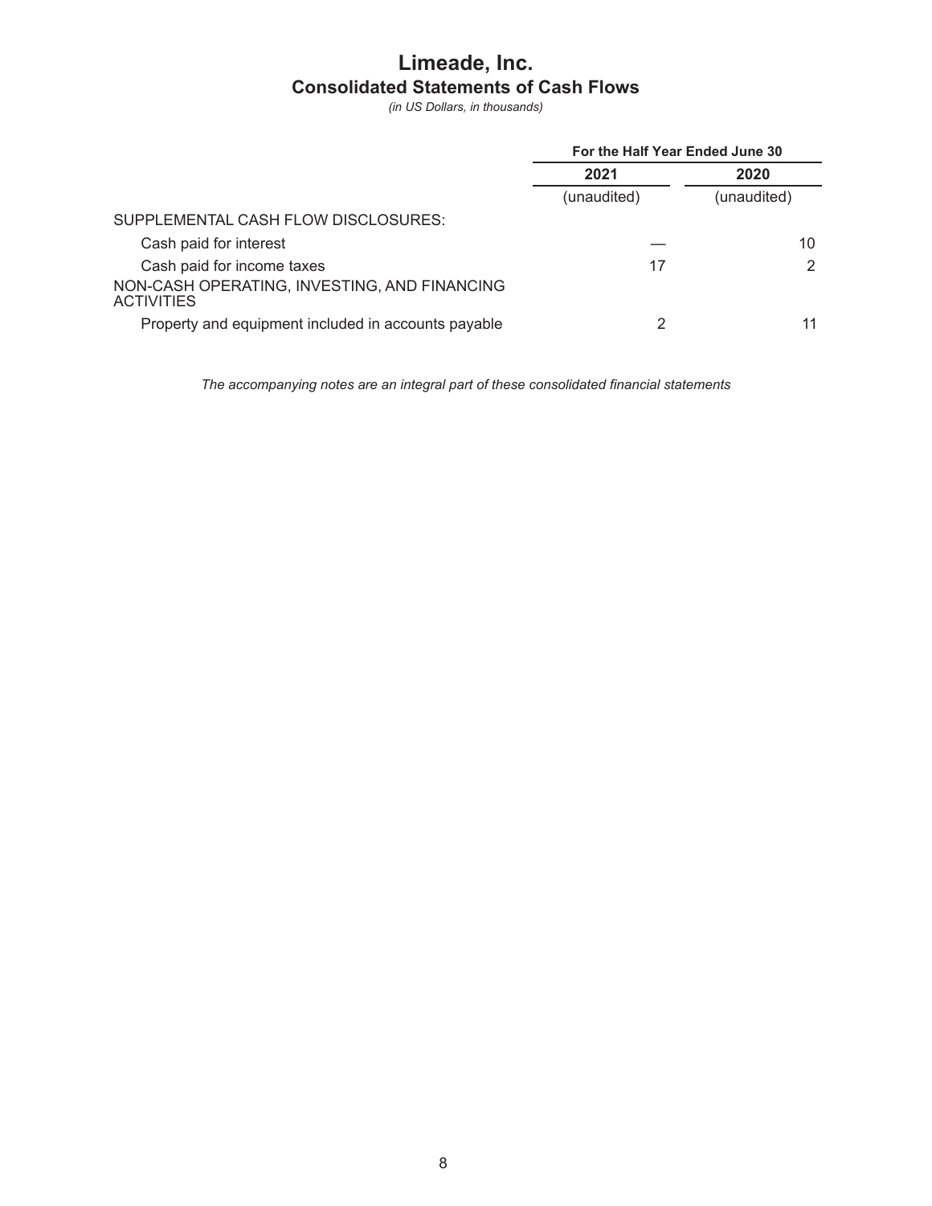# Limeade, Inc.

## Consolidated Statements of Cash Flows

*(in US Dollars, in thousands)*

| | For the Half Year Ended June 30 | |
|---|---|---|
| | 2021 | 2020 |
| | (unaudited) | (unaudited) |
| SUPPLEMENTAL CASH FLOW DISCLOSURES: | | |
| Cash paid for interest | — | 10 |
| Cash paid for income taxes | 17 | 2 |
| NON-CASH OPERATING, INVESTING, AND FINANCING ACTIVITIES | | |
| Property and equipment included in accounts payable | 2 | 11 |

*The accompanying notes are an integral part of these consolidated financial statements*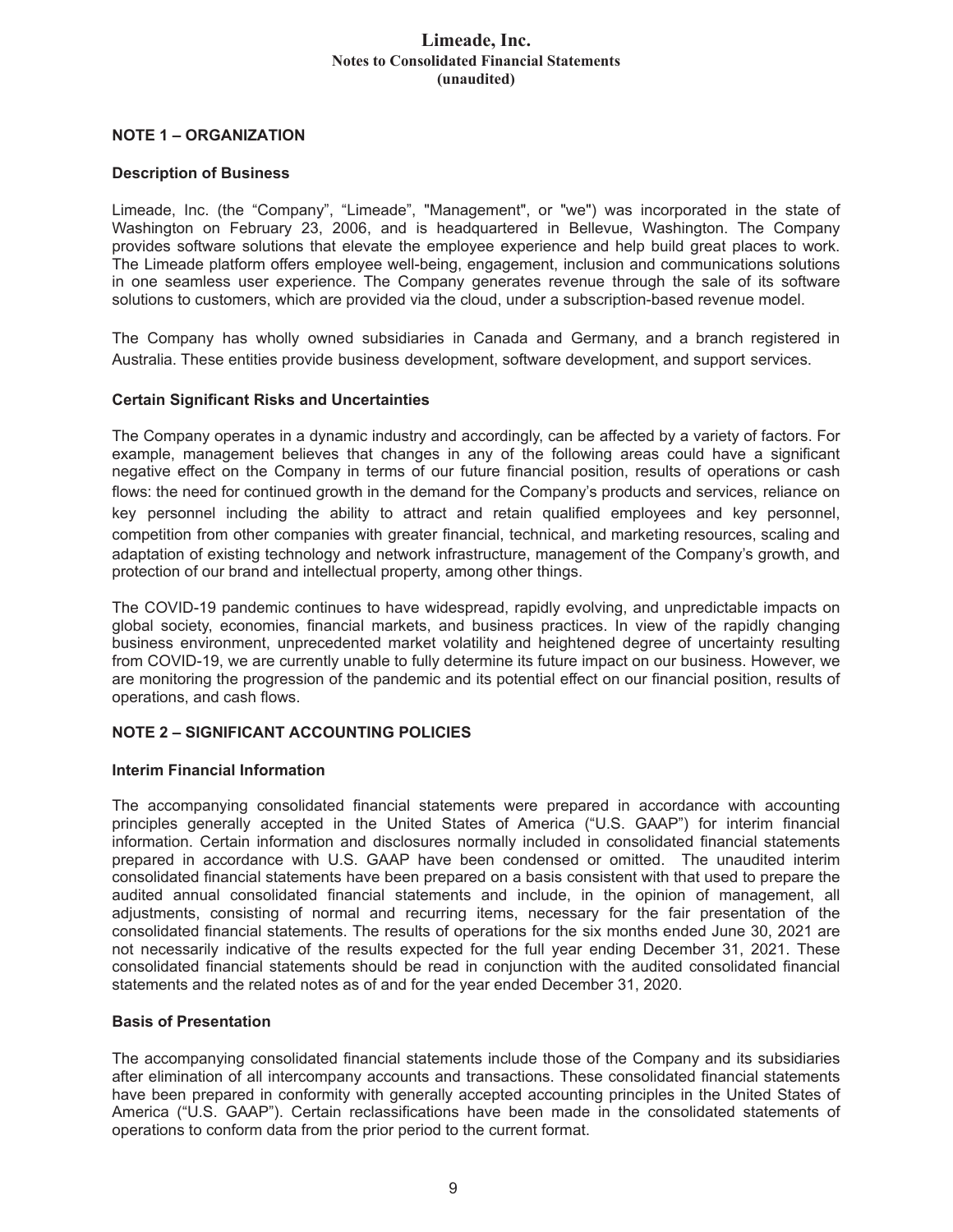# Limeade, Inc.
## Notes to Consolidated Financial Statements
## (unaudited)

### NOTE 1 – ORGANIZATION

**Description of Business**

Limeade, Inc. (the "Company", "Limeade", "Management", or "we") was incorporated in the state of Washington on February 23, 2006, and is headquartered in Bellevue, Washington. The Company provides software solutions that elevate the employee experience and help build great places to work. The Limeade platform offers employee well-being, engagement, inclusion and communications solutions in one seamless user experience. The Company generates revenue through the sale of its software solutions to customers, which are provided via the cloud, under a subscription-based revenue model.

The Company has wholly owned subsidiaries in Canada and Germany, and a branch registered in Australia. These entities provide business development, software development, and support services.

**Certain Significant Risks and Uncertainties**

The Company operates in a dynamic industry and accordingly, can be affected by a variety of factors. For example, management believes that changes in any of the following areas could have a significant negative effect on the Company in terms of our future financial position, results of operations or cash flows: the need for continued growth in the demand for the Company's products and services, reliance on key personnel including the ability to attract and retain qualified employees and key personnel, competition from other companies with greater financial, technical, and marketing resources, scaling and adaptation of existing technology and network infrastructure, management of the Company's growth, and protection of our brand and intellectual property, among other things.

The COVID-19 pandemic continues to have widespread, rapidly evolving, and unpredictable impacts on global society, economies, financial markets, and business practices. In view of the rapidly changing business environment, unprecedented market volatility and heightened degree of uncertainty resulting from COVID-19, we are currently unable to fully determine its future impact on our business. However, we are monitoring the progression of the pandemic and its potential effect on our financial position, results of operations, and cash flows.

### NOTE 2 – SIGNIFICANT ACCOUNTING POLICIES

**Interim Financial Information**

The accompanying consolidated financial statements were prepared in accordance with accounting principles generally accepted in the United States of America ("U.S. GAAP") for interim financial information. Certain information and disclosures normally included in consolidated financial statements prepared in accordance with U.S. GAAP have been condensed or omitted. The unaudited interim consolidated financial statements have been prepared on a basis consistent with that used to prepare the audited annual consolidated financial statements and include, in the opinion of management, all adjustments, consisting of normal and recurring items, necessary for the fair presentation of the consolidated financial statements. The results of operations for the six months ended June 30, 2021 are not necessarily indicative of the results expected for the full year ending December 31, 2021. These consolidated financial statements should be read in conjunction with the audited consolidated financial statements and the related notes as of and for the year ended December 31, 2020.

**Basis of Presentation**

The accompanying consolidated financial statements include those of the Company and its subsidiaries after elimination of all intercompany accounts and transactions. These consolidated financial statements have been prepared in conformity with generally accepted accounting principles in the United States of America ("U.S. GAAP"). Certain reclassifications have been made in the consolidated statements of operations to conform data from the prior period to the current format.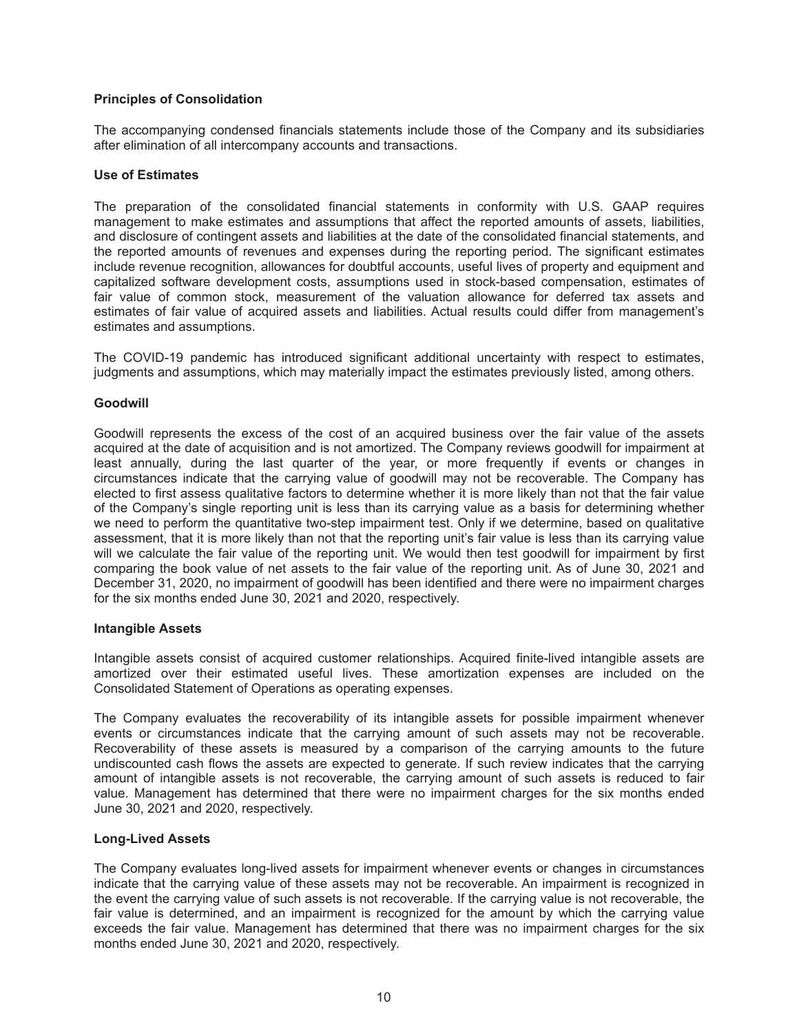**Principles of Consolidation**

The accompanying condensed financials statements include those of the Company and its subsidiaries after elimination of all intercompany accounts and transactions.

**Use of Estimates**

The preparation of the consolidated financial statements in conformity with U.S. GAAP requires management to make estimates and assumptions that affect the reported amounts of assets, liabilities, and disclosure of contingent assets and liabilities at the date of the consolidated financial statements, and the reported amounts of revenues and expenses during the reporting period. The significant estimates include revenue recognition, allowances for doubtful accounts, useful lives of property and equipment and capitalized software development costs, assumptions used in stock-based compensation, estimates of fair value of common stock, measurement of the valuation allowance for deferred tax assets and estimates of fair value of acquired assets and liabilities. Actual results could differ from management's estimates and assumptions.

The COVID-19 pandemic has introduced significant additional uncertainty with respect to estimates, judgments and assumptions, which may materially impact the estimates previously listed, among others.

**Goodwill**

Goodwill represents the excess of the cost of an acquired business over the fair value of the assets acquired at the date of acquisition and is not amortized. The Company reviews goodwill for impairment at least annually, during the last quarter of the year, or more frequently if events or changes in circumstances indicate that the carrying value of goodwill may not be recoverable. The Company has elected to first assess qualitative factors to determine whether it is more likely than not that the fair value of the Company's single reporting unit is less than its carrying value as a basis for determining whether we need to perform the quantitative two-step impairment test. Only if we determine, based on qualitative assessment, that it is more likely than not that the reporting unit's fair value is less than its carrying value will we calculate the fair value of the reporting unit. We would then test goodwill for impairment by first comparing the book value of net assets to the fair value of the reporting unit. As of June 30, 2021 and December 31, 2020, no impairment of goodwill has been identified and there were no impairment charges for the six months ended June 30, 2021 and 2020, respectively.

**Intangible Assets**

Intangible assets consist of acquired customer relationships. Acquired finite-lived intangible assets are amortized over their estimated useful lives. These amortization expenses are included on the Consolidated Statement of Operations as operating expenses.

The Company evaluates the recoverability of its intangible assets for possible impairment whenever events or circumstances indicate that the carrying amount of such assets may not be recoverable. Recoverability of these assets is measured by a comparison of the carrying amounts to the future undiscounted cash flows the assets are expected to generate. If such review indicates that the carrying amount of intangible assets is not recoverable, the carrying amount of such assets is reduced to fair value. Management has determined that there were no impairment charges for the six months ended June 30, 2021 and 2020, respectively.

**Long-Lived Assets**

The Company evaluates long-lived assets for impairment whenever events or changes in circumstances indicate that the carrying value of these assets may not be recoverable. An impairment is recognized in the event the carrying value of such assets is not recoverable. If the carrying value is not recoverable, the fair value is determined, and an impairment is recognized for the amount by which the carrying value exceeds the fair value. Management has determined that there was no impairment charges for the six months ended June 30, 2021 and 2020, respectively.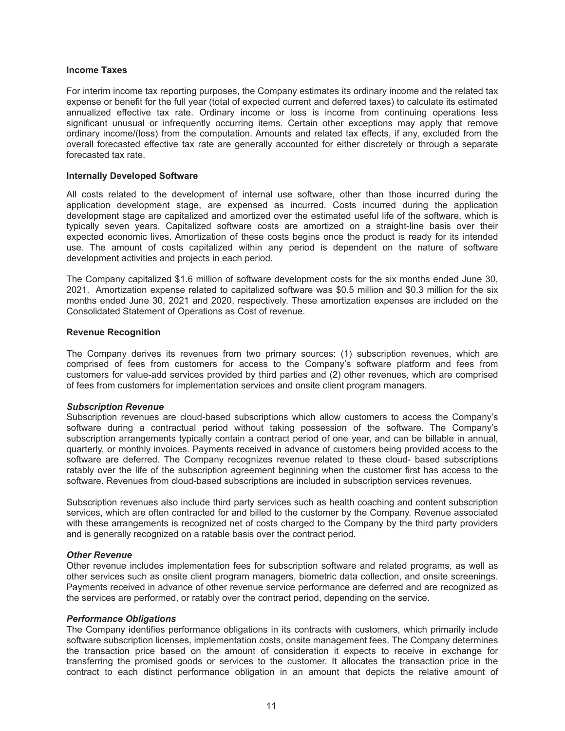**Income Taxes**

For interim income tax reporting purposes, the Company estimates its ordinary income and the related tax expense or benefit for the full year (total of expected current and deferred taxes) to calculate its estimated annualized effective tax rate. Ordinary income or loss is income from continuing operations less significant unusual or infrequently occurring items. Certain other exceptions may apply that remove ordinary income/(loss) from the computation. Amounts and related tax effects, if any, excluded from the overall forecasted effective tax rate are generally accounted for either discretely or through a separate forecasted tax rate.

**Internally Developed Software**

All costs related to the development of internal use software, other than those incurred during the application development stage, are expensed as incurred. Costs incurred during the application development stage are capitalized and amortized over the estimated useful life of the software, which is typically seven years. Capitalized software costs are amortized on a straight-line basis over their expected economic lives. Amortization of these costs begins once the product is ready for its intended use. The amount of costs capitalized within any period is dependent on the nature of software development activities and projects in each period.

The Company capitalized $1.6 million of software development costs for the six months ended June 30, 2021. Amortization expense related to capitalized software was $0.5 million and $0.3 million for the six months ended June 30, 2021 and 2020, respectively. These amortization expenses are included on the Consolidated Statement of Operations as Cost of revenue.

**Revenue Recognition**

The Company derives its revenues from two primary sources: (1) subscription revenues, which are comprised of fees from customers for access to the Company's software platform and fees from customers for value-add services provided by third parties and (2) other revenues, which are comprised of fees from customers for implementation services and onsite client program managers.

***Subscription Revenue***

Subscription revenues are cloud-based subscriptions which allow customers to access the Company's software during a contractual period without taking possession of the software. The Company's subscription arrangements typically contain a contract period of one year, and can be billable in annual, quarterly, or monthly invoices. Payments received in advance of customers being provided access to the software are deferred. The Company recognizes revenue related to these cloud- based subscriptions ratably over the life of the subscription agreement beginning when the customer first has access to the software. Revenues from cloud-based subscriptions are included in subscription services revenues.

Subscription revenues also include third party services such as health coaching and content subscription services, which are often contracted for and billed to the customer by the Company. Revenue associated with these arrangements is recognized net of costs charged to the Company by the third party providers and is generally recognized on a ratable basis over the contract period.

***Other Revenue***

Other revenue includes implementation fees for subscription software and related programs, as well as other services such as onsite client program managers, biometric data collection, and onsite screenings. Payments received in advance of other revenue service performance are deferred and are recognized as the services are performed, or ratably over the contract period, depending on the service.

***Performance Obligations***

The Company identifies performance obligations in its contracts with customers, which primarily include software subscription licenses, implementation costs, onsite management fees. The Company determines the transaction price based on the amount of consideration it expects to receive in exchange for transferring the promised goods or services to the customer. It allocates the transaction price in the contract to each distinct performance obligation in an amount that depicts the relative amount of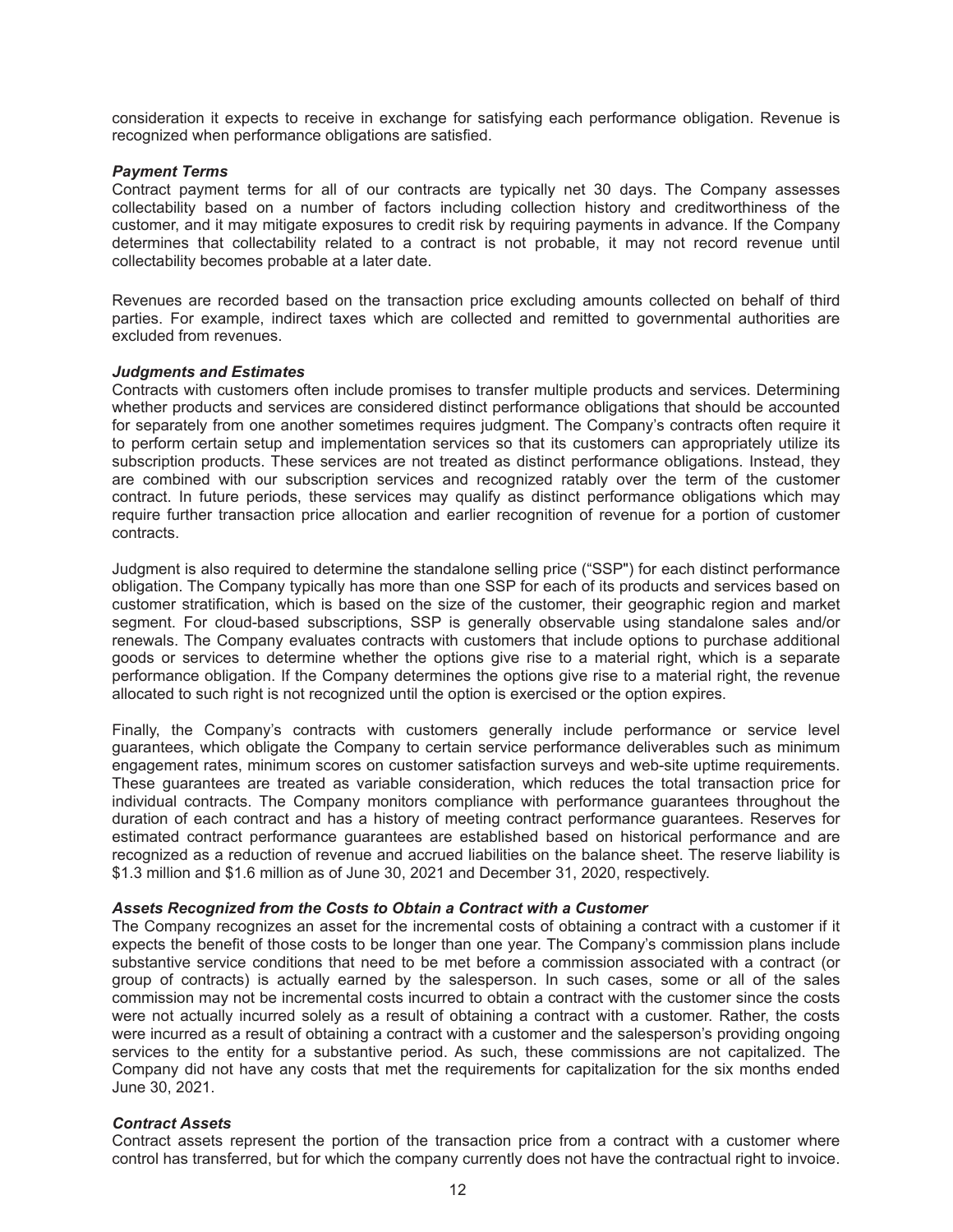consideration it expects to receive in exchange for satisfying each performance obligation. Revenue is recognized when performance obligations are satisfied.

***Payment Terms***

Contract payment terms for all of our contracts are typically net 30 days. The Company assesses collectability based on a number of factors including collection history and creditworthiness of the customer, and it may mitigate exposures to credit risk by requiring payments in advance. If the Company determines that collectability related to a contract is not probable, it may not record revenue until collectability becomes probable at a later date.

Revenues are recorded based on the transaction price excluding amounts collected on behalf of third parties. For example, indirect taxes which are collected and remitted to governmental authorities are excluded from revenues.

***Judgments and Estimates***

Contracts with customers often include promises to transfer multiple products and services. Determining whether products and services are considered distinct performance obligations that should be accounted for separately from one another sometimes requires judgment. The Company's contracts often require it to perform certain setup and implementation services so that its customers can appropriately utilize its subscription products. These services are not treated as distinct performance obligations. Instead, they are combined with our subscription services and recognized ratably over the term of the customer contract. In future periods, these services may qualify as distinct performance obligations which may require further transaction price allocation and earlier recognition of revenue for a portion of customer contracts.

Judgment is also required to determine the standalone selling price ("SSP") for each distinct performance obligation. The Company typically has more than one SSP for each of its products and services based on customer stratification, which is based on the size of the customer, their geographic region and market segment. For cloud-based subscriptions, SSP is generally observable using standalone sales and/or renewals. The Company evaluates contracts with customers that include options to purchase additional goods or services to determine whether the options give rise to a material right, which is a separate performance obligation. If the Company determines the options give rise to a material right, the revenue allocated to such right is not recognized until the option is exercised or the option expires.

Finally, the Company's contracts with customers generally include performance or service level guarantees, which obligate the Company to certain service performance deliverables such as minimum engagement rates, minimum scores on customer satisfaction surveys and web-site uptime requirements. These guarantees are treated as variable consideration, which reduces the total transaction price for individual contracts. The Company monitors compliance with performance guarantees throughout the duration of each contract and has a history of meeting contract performance guarantees. Reserves for estimated contract performance guarantees are established based on historical performance and are recognized as a reduction of revenue and accrued liabilities on the balance sheet. The reserve liability is $1.3 million and $1.6 million as of June 30, 2021 and December 31, 2020, respectively.

***Assets Recognized from the Costs to Obtain a Contract with a Customer***

The Company recognizes an asset for the incremental costs of obtaining a contract with a customer if it expects the benefit of those costs to be longer than one year. The Company's commission plans include substantive service conditions that need to be met before a commission associated with a contract (or group of contracts) is actually earned by the salesperson. In such cases, some or all of the sales commission may not be incremental costs incurred to obtain a contract with the customer since the costs were not actually incurred solely as a result of obtaining a contract with a customer. Rather, the costs were incurred as a result of obtaining a contract with a customer and the salesperson's providing ongoing services to the entity for a substantive period. As such, these commissions are not capitalized. The Company did not have any costs that met the requirements for capitalization for the six months ended June 30, 2021.

***Contract Assets***

Contract assets represent the portion of the transaction price from a contract with a customer where control has transferred, but for which the company currently does not have the contractual right to invoice.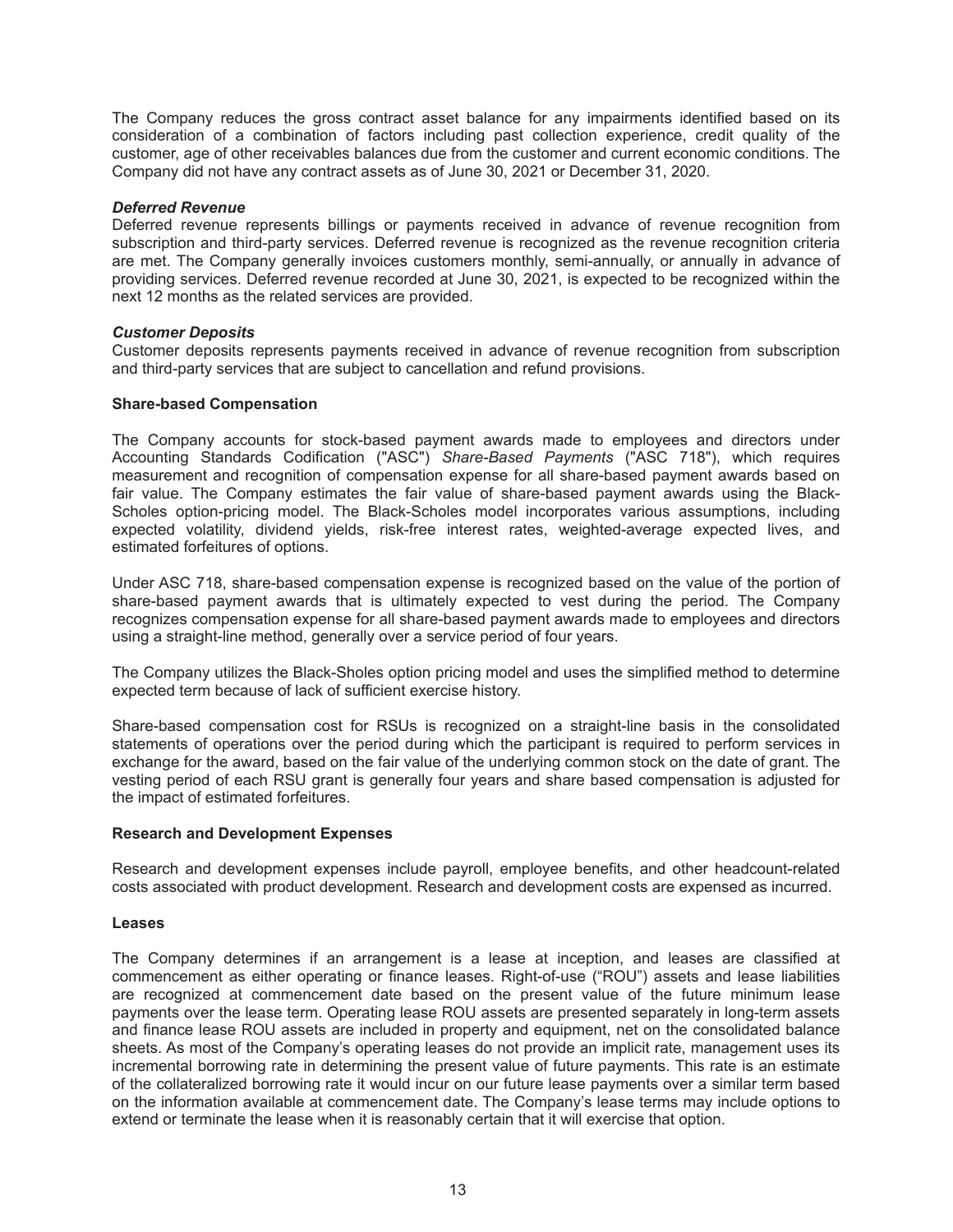The Company reduces the gross contract asset balance for any impairments identified based on its consideration of a combination of factors including past collection experience, credit quality of the customer, age of other receivables balances due from the customer and current economic conditions. The Company did not have any contract assets as of June 30, 2021 or December 31, 2020.

***Deferred Revenue***

Deferred revenue represents billings or payments received in advance of revenue recognition from subscription and third-party services. Deferred revenue is recognized as the revenue recognition criteria are met. The Company generally invoices customers monthly, semi-annually, or annually in advance of providing services. Deferred revenue recorded at June 30, 2021, is expected to be recognized within the next 12 months as the related services are provided.

***Customer Deposits***

Customer deposits represents payments received in advance of revenue recognition from subscription and third-party services that are subject to cancellation and refund provisions.

**Share-based Compensation**

The Company accounts for stock-based payment awards made to employees and directors under Accounting Standards Codification ("ASC") *Share-Based Payments* ("ASC 718"), which requires measurement and recognition of compensation expense for all share-based payment awards based on fair value. The Company estimates the fair value of share-based payment awards using the Black-Scholes option-pricing model. The Black-Scholes model incorporates various assumptions, including expected volatility, dividend yields, risk-free interest rates, weighted-average expected lives, and estimated forfeitures of options.

Under ASC 718, share-based compensation expense is recognized based on the value of the portion of share-based payment awards that is ultimately expected to vest during the period. The Company recognizes compensation expense for all share-based payment awards made to employees and directors using a straight-line method, generally over a service period of four years.

The Company utilizes the Black-Sholes option pricing model and uses the simplified method to determine expected term because of lack of sufficient exercise history.

Share-based compensation cost for RSUs is recognized on a straight-line basis in the consolidated statements of operations over the period during which the participant is required to perform services in exchange for the award, based on the fair value of the underlying common stock on the date of grant. The vesting period of each RSU grant is generally four years and share based compensation is adjusted for the impact of estimated forfeitures.

**Research and Development Expenses**

Research and development expenses include payroll, employee benefits, and other headcount-related costs associated with product development. Research and development costs are expensed as incurred.

**Leases**

The Company determines if an arrangement is a lease at inception, and leases are classified at commencement as either operating or finance leases. Right-of-use ("ROU") assets and lease liabilities are recognized at commencement date based on the present value of the future minimum lease payments over the lease term. Operating lease ROU assets are presented separately in long-term assets and finance lease ROU assets are included in property and equipment, net on the consolidated balance sheets. As most of the Company's operating leases do not provide an implicit rate, management uses its incremental borrowing rate in determining the present value of future payments. This rate is an estimate of the collateralized borrowing rate it would incur on our future lease payments over a similar term based on the information available at commencement date. The Company's lease terms may include options to extend or terminate the lease when it is reasonably certain that it will exercise that option.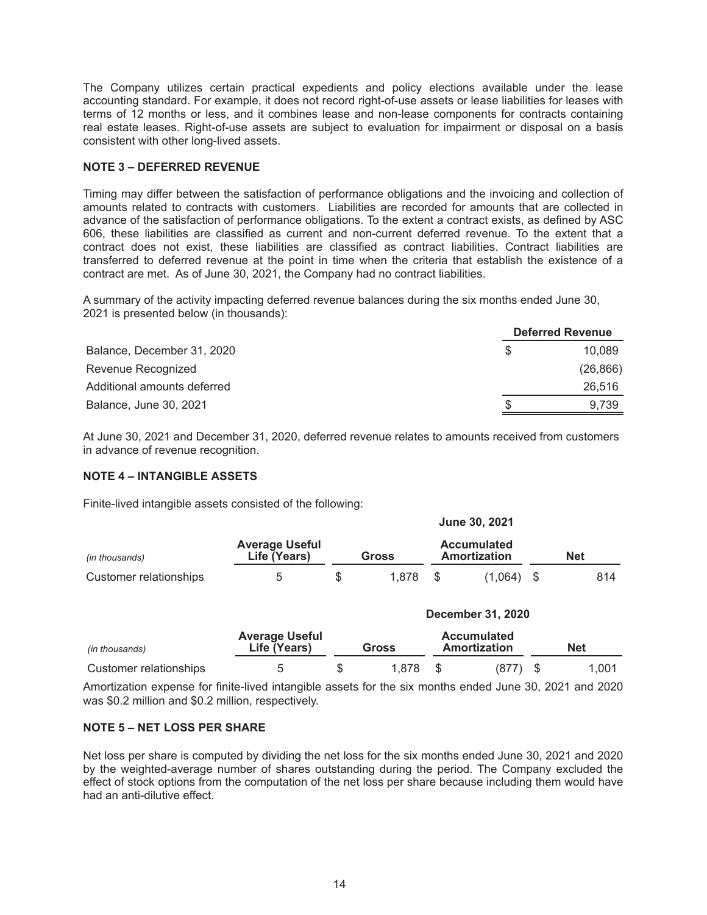The Company utilizes certain practical expedients and policy elections available under the lease accounting standard. For example, it does not record right-of-use assets or lease liabilities for leases with terms of 12 months or less, and it combines lease and non-lease components for contracts containing real estate leases. Right-of-use assets are subject to evaluation for impairment or disposal on a basis consistent with other long-lived assets.

**NOTE 3 – DEFERRED REVENUE**

Timing may differ between the satisfaction of performance obligations and the invoicing and collection of amounts related to contracts with customers. Liabilities are recorded for amounts that are collected in advance of the satisfaction of performance obligations. To the extent a contract exists, as defined by ASC 606, these liabilities are classified as current and non-current deferred revenue. To the extent that a contract does not exist, these liabilities are classified as contract liabilities. Contract liabilities are transferred to deferred revenue at the point in time when the criteria that establish the existence of a contract are met. As of June 30, 2021, the Company had no contract liabilities.

A summary of the activity impacting deferred revenue balances during the six months ended June 30, 2021 is presented below (in thousands):

| | Deferred Revenue |
|---|---|
| Balance, December 31, 2020 | $ 10,089 |
| Revenue Recognized | (26,866) |
| Additional amounts deferred | 26,516 |
| Balance, June 30, 2021 | $ 9,739 |

At June 30, 2021 and December 31, 2020, deferred revenue relates to amounts received from customers in advance of revenue recognition.

**NOTE 4 – INTANGIBLE ASSETS**

Finite-lived intangible assets consisted of the following:

| | | June 30, 2021 | | |
|---|---|---|---|---|
| *(in thousands)* | Average Useful Life (Years) | Gross | Accumulated Amortization | Net |
| Customer relationships | 5 | $ 1,878 | $ (1,064) | $ 814 |

| | | December 31, 2020 | | |
|---|---|---|---|---|
| *(in thousands)* | Average Useful Life (Years) | Gross | Accumulated Amortization | Net |
| Customer relationships | 5 | $ 1,878 | $ (877) | $ 1,001 |

Amortization expense for finite-lived intangible assets for the six months ended June 30, 2021 and 2020 was $0.2 million and $0.2 million, respectively.

**NOTE 5 – NET LOSS PER SHARE**

Net loss per share is computed by dividing the net loss for the six months ended June 30, 2021 and 2020 by the weighted-average number of shares outstanding during the period. The Company excluded the effect of stock options from the computation of the net loss per share because including them would have had an anti-dilutive effect.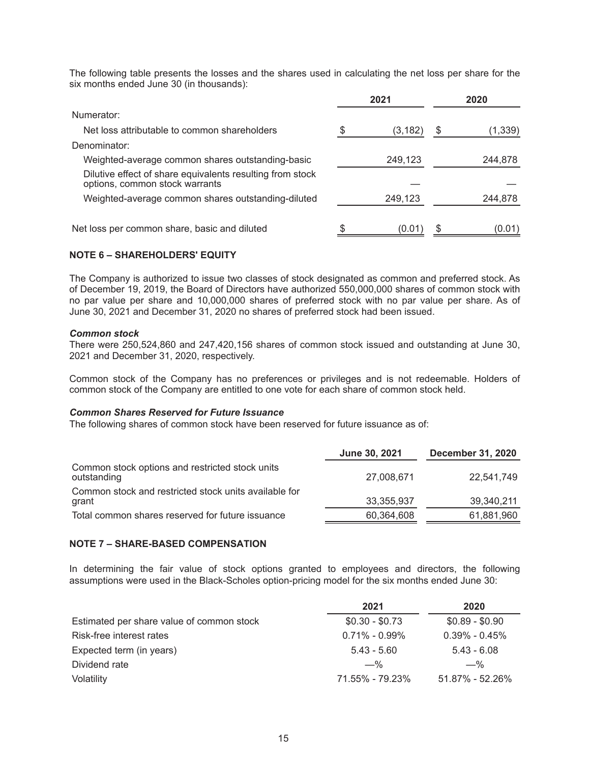The following table presents the losses and the shares used in calculating the net loss per share for the six months ended June 30 (in thousands):

| | 2021 | 2020 |
|---|---|---|
| Numerator: | | |
| Net loss attributable to common shareholders | $ (3,182) | $ (1,339) |
| Denominator: | | |
| Weighted-average common shares outstanding-basic | 249,123 | 244,878 |
| Dilutive effect of share equivalents resulting from stock options, common stock warrants | — | — |
| Weighted-average common shares outstanding-diluted | 249,123 | 244,878 |
| Net loss per common share, basic and diluted | $ (0.01) | $ (0.01) |

## NOTE 6 – SHAREHOLDERS' EQUITY

The Company is authorized to issue two classes of stock designated as common and preferred stock. As of December 19, 2019, the Board of Directors have authorized 550,000,000 shares of common stock with no par value per share and 10,000,000 shares of preferred stock with no par value per share. As of June 30, 2021 and December 31, 2020 no shares of preferred stock had been issued.

***Common stock***

There were 250,524,860 and 247,420,156 shares of common stock issued and outstanding at June 30, 2021 and December 31, 2020, respectively.

Common stock of the Company has no preferences or privileges and is not redeemable. Holders of common stock of the Company are entitled to one vote for each share of common stock held.

***Common Shares Reserved for Future Issuance***

The following shares of common stock have been reserved for future issuance as of:

| | June 30, 2021 | December 31, 2020 |
|---|---|---|
| Common stock options and restricted stock units outstanding | 27,008,671 | 22,541,749 |
| Common stock and restricted stock units available for grant | 33,355,937 | 39,340,211 |
| Total common shares reserved for future issuance | 60,364,608 | 61,881,960 |

## NOTE 7 – SHARE-BASED COMPENSATION

In determining the fair value of stock options granted to employees and directors, the following assumptions were used in the Black-Scholes option-pricing model for the six months ended June 30:

| | 2021 | 2020 |
|---|---|---|
| Estimated per share value of common stock | $0.30 - $0.73 | $0.89 - $0.90 |
| Risk-free interest rates | 0.71% - 0.99% | 0.39% - 0.45% |
| Expected term (in years) | 5.43 - 5.60 | 5.43 - 6.08 |
| Dividend rate | —% | —% |
| Volatility | 71.55% - 79.23% | 51.87% - 52.26% |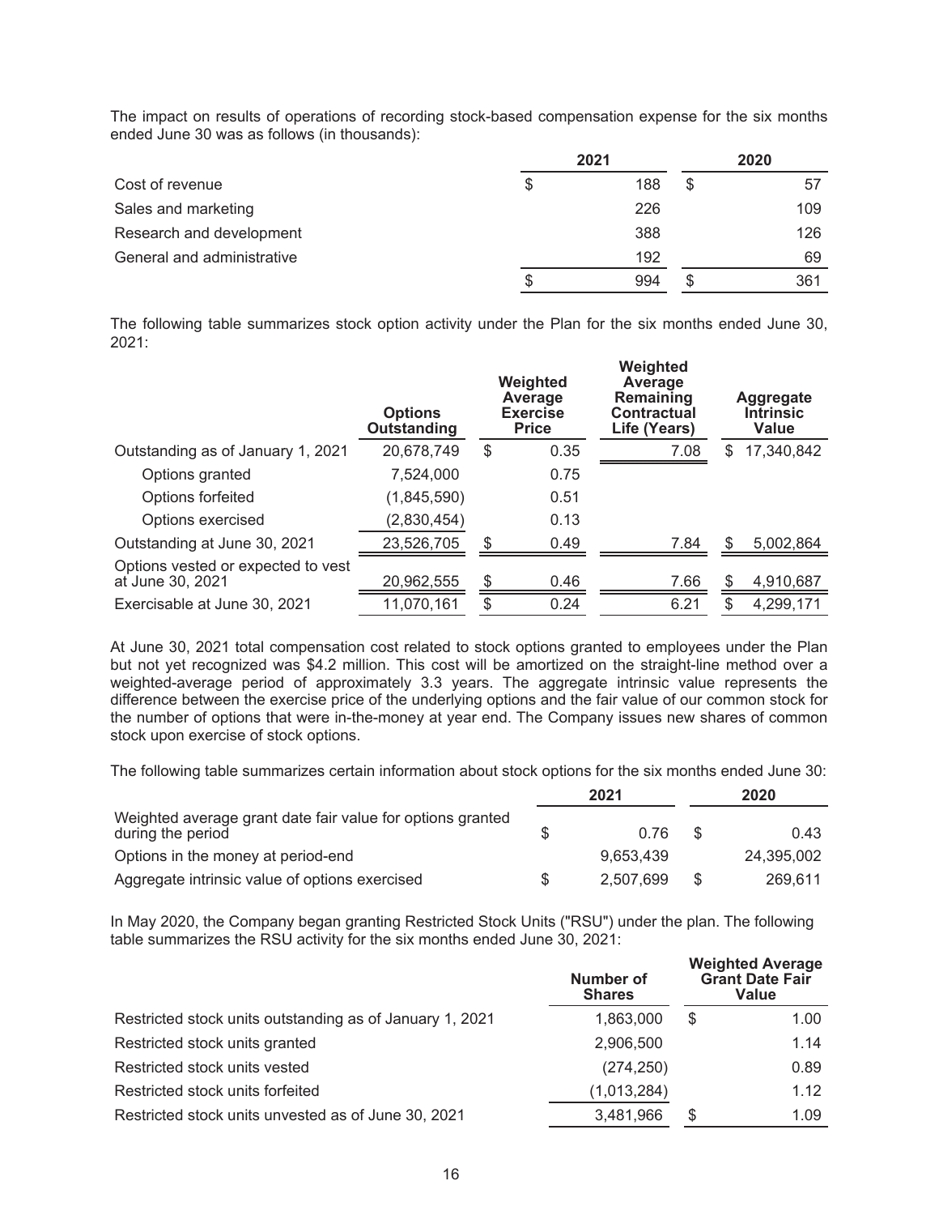The impact on results of operations of recording stock-based compensation expense for the six months ended June 30 was as follows (in thousands):

| | 2021 | 2020 |
|---|---|---|
| Cost of revenue | $ 188 | $ 57 |
| Sales and marketing | 226 | 109 |
| Research and development | 388 | 126 |
| General and administrative | 192 | 69 |
| | $ 994 | $ 361 |

The following table summarizes stock option activity under the Plan for the six months ended June 30, 2021:

| | Options Outstanding | Weighted Average Exercise Price | Weighted Average Remaining Contractual Life (Years) | Aggregate Intrinsic Value |
|---|---|---|---|---|
| Outstanding as of January 1, 2021 | 20,678,749 | $ 0.35 | 7.08 | $ 17,340,842 |
| Options granted | 7,524,000 | 0.75 | | |
| Options forfeited | (1,845,590) | 0.51 | | |
| Options exercised | (2,830,454) | 0.13 | | |
| Outstanding at June 30, 2021 | 23,526,705 | $ 0.49 | 7.84 | $ 5,002,864 |
| Options vested or expected to vest at June 30, 2021 | 20,962,555 | $ 0.46 | 7.66 | $ 4,910,687 |
| Exercisable at June 30, 2021 | 11,070,161 | $ 0.24 | 6.21 | $ 4,299,171 |

At June 30, 2021 total compensation cost related to stock options granted to employees under the Plan but not yet recognized was $4.2 million. This cost will be amortized on the straight-line method over a weighted-average period of approximately 3.3 years. The aggregate intrinsic value represents the difference between the exercise price of the underlying options and the fair value of our common stock for the number of options that were in-the-money at year end. The Company issues new shares of common stock upon exercise of stock options.

The following table summarizes certain information about stock options for the six months ended June 30:

| | 2021 | 2020 |
|---|---|---|
| Weighted average grant date fair value for options granted during the period | $ 0.76 | $ 0.43 |
| Options in the money at period-end | 9,653,439 | 24,395,002 |
| Aggregate intrinsic value of options exercised | $ 2,507,699 | $ 269,611 |

In May 2020, the Company began granting Restricted Stock Units ("RSU") under the plan. The following table summarizes the RSU activity for the six months ended June 30, 2021:

| | Number of Shares | Weighted Average Grant Date Fair Value |
|---|---|---|
| Restricted stock units outstanding as of January 1, 2021 | 1,863,000 | $ 1.00 |
| Restricted stock units granted | 2,906,500 | 1.14 |
| Restricted stock units vested | (274,250) | 0.89 |
| Restricted stock units forfeited | (1,013,284) | 1.12 |
| Restricted stock units unvested as of June 30, 2021 | 3,481,966 | $ 1.09 |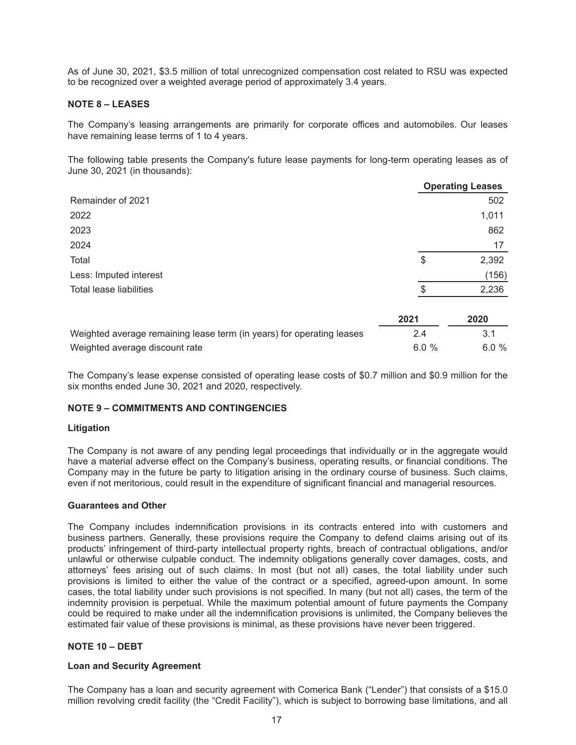As of June 30, 2021, $3.5 million of total unrecognized compensation cost related to RSU was expected to be recognized over a weighted average period of approximately 3.4 years.

**NOTE 8 – LEASES**

The Company's leasing arrangements are primarily for corporate offices and automobiles. Our leases have remaining lease terms of 1 to 4 years.

The following table presents the Company's future lease payments for long-term operating leases as of June 30, 2021 (in thousands):

| | Operating Leases |
|---|---|
| Remainder of 2021 | 502 |
| 2022 | 1,011 |
| 2023 | 862 |
| 2024 | 17 |
| Total | $ 2,392 |
| Less: Imputed interest | (156) |
| Total lease liabilities | $ 2,236 |

| | 2021 | 2020 |
|---|---|---|
| Weighted average remaining lease term (in years) for operating leases | 2.4 | 3.1 |
| Weighted average discount rate | 6.0 % | 6.0 % |

The Company's lease expense consisted of operating lease costs of $0.7 million and $0.9 million for the six months ended June 30, 2021 and 2020, respectively.

**NOTE 9 – COMMITMENTS AND CONTINGENCIES**

**Litigation**

The Company is not aware of any pending legal proceedings that individually or in the aggregate would have a material adverse effect on the Company's business, operating results, or financial conditions. The Company may in the future be party to litigation arising in the ordinary course of business. Such claims, even if not meritorious, could result in the expenditure of significant financial and managerial resources.

**Guarantees and Other**

The Company includes indemnification provisions in its contracts entered into with customers and business partners. Generally, these provisions require the Company to defend claims arising out of its products' infringement of third-party intellectual property rights, breach of contractual obligations, and/or unlawful or otherwise culpable conduct. The indemnity obligations generally cover damages, costs, and attorneys' fees arising out of such claims. In most (but not all) cases, the total liability under such provisions is limited to either the value of the contract or a specified, agreed-upon amount. In some cases, the total liability under such provisions is not specified. In many (but not all) cases, the term of the indemnity provision is perpetual. While the maximum potential amount of future payments the Company could be required to make under all the indemnification provisions is unlimited, the Company believes the estimated fair value of these provisions is minimal, as these provisions have never been triggered.

**NOTE 10 – DEBT**

**Loan and Security Agreement**

The Company has a loan and security agreement with Comerica Bank ("Lender") that consists of a $15.0 million revolving credit facility (the "Credit Facility"), which is subject to borrowing base limitations, and all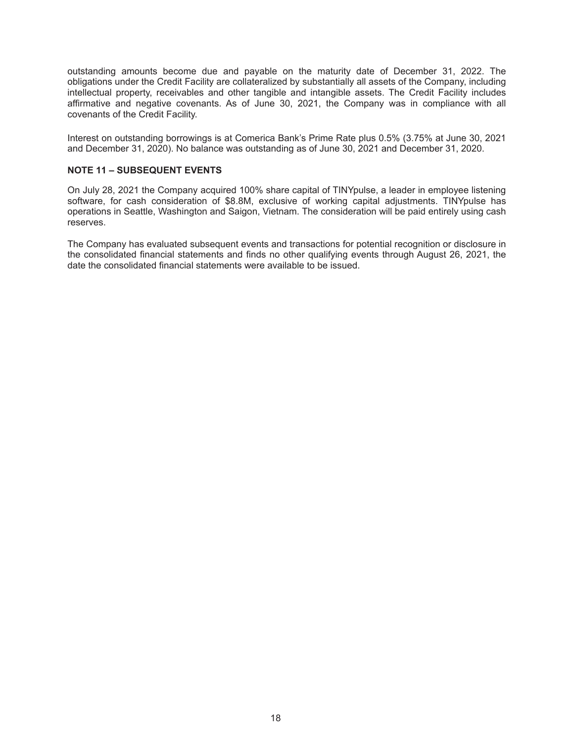outstanding amounts become due and payable on the maturity date of December 31, 2022. The obligations under the Credit Facility are collateralized by substantially all assets of the Company, including intellectual property, receivables and other tangible and intangible assets. The Credit Facility includes affirmative and negative covenants. As of June 30, 2021, the Company was in compliance with all covenants of the Credit Facility.

Interest on outstanding borrowings is at Comerica Bank's Prime Rate plus 0.5% (3.75% at June 30, 2021 and December 31, 2020). No balance was outstanding as of June 30, 2021 and December 31, 2020.

**NOTE 11 – SUBSEQUENT EVENTS**

On July 28, 2021 the Company acquired 100% share capital of TINYpulse, a leader in employee listening software, for cash consideration of $8.8M, exclusive of working capital adjustments. TINYpulse has operations in Seattle, Washington and Saigon, Vietnam. The consideration will be paid entirely using cash reserves.

The Company has evaluated subsequent events and transactions for potential recognition or disclosure in the consolidated financial statements and finds no other qualifying events through August 26, 2021, the date the consolidated financial statements were available to be issued.